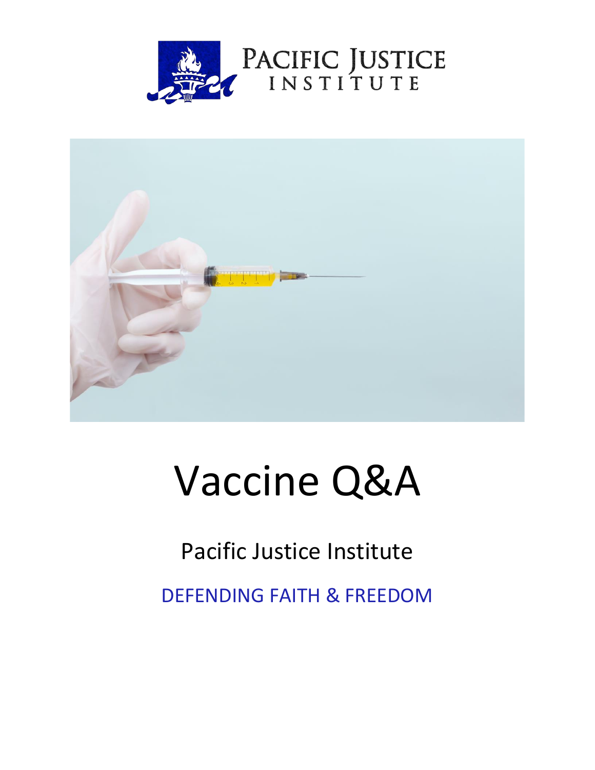PACIFIC JUSTICE
INSTITUTE

# Vaccine Q&A

Pacific Justice Institute

DEFENDING FAITH & FREEDOM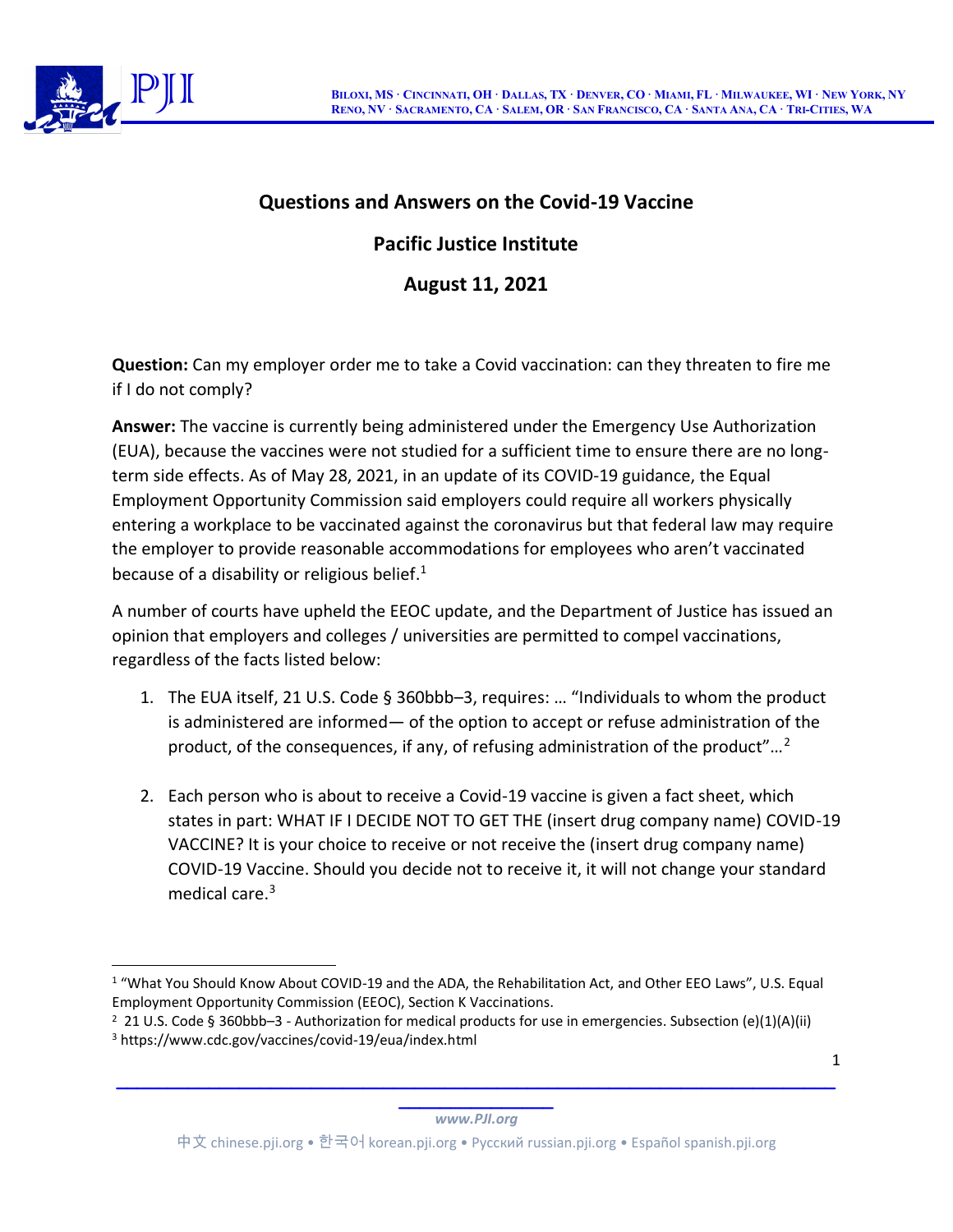# Questions and Answers on the Covid-19 Vaccine

## Pacific Justice Institute

## August 11, 2021

**Question:** Can my employer order me to take a Covid vaccination: can they threaten to fire me if I do not comply?

**Answer:** The vaccine is currently being administered under the Emergency Use Authorization (EUA), because the vaccines were not studied for a sufficient time to ensure there are no long-term side effects. As of May 28, 2021, in an update of its COVID-19 guidance, the Equal Employment Opportunity Commission said employers could require all workers physically entering a workplace to be vaccinated against the coronavirus but that federal law may require the employer to provide reasonable accommodations for employees who aren't vaccinated because of a disability or religious belief.[1]

A number of courts have upheld the EEOC update, and the Department of Justice has issued an opinion that employers and colleges / universities are permitted to compel vaccinations, regardless of the facts listed below:

1. The EUA itself, 21 U.S. Code § 360bbb–3, requires: … "Individuals to whom the product is administered are informed— of the option to accept or refuse administration of the product, of the consequences, if any, of refusing administration of the product"…[2]

2. Each person who is about to receive a Covid-19 vaccine is given a fact sheet, which states in part: WHAT IF I DECIDE NOT TO GET THE (insert drug company name) COVID-19 VACCINE? It is your choice to receive or not receive the (insert drug company name) COVID-19 Vaccine. Should you decide not to receive it, it will not change your standard medical care.[3]

---

[1] "What You Should Know About COVID-19 and the ADA, the Rehabilitation Act, and Other EEO Laws", U.S. Equal Employment Opportunity Commission (EEOC), Section K Vaccinations.

[2] 21 U.S. Code § 360bbb–3 - Authorization for medical products for use in emergencies. Subsection (e)(1)(A)(ii)

[3] https://www.cdc.gov/vaccines/covid-19/eua/index.html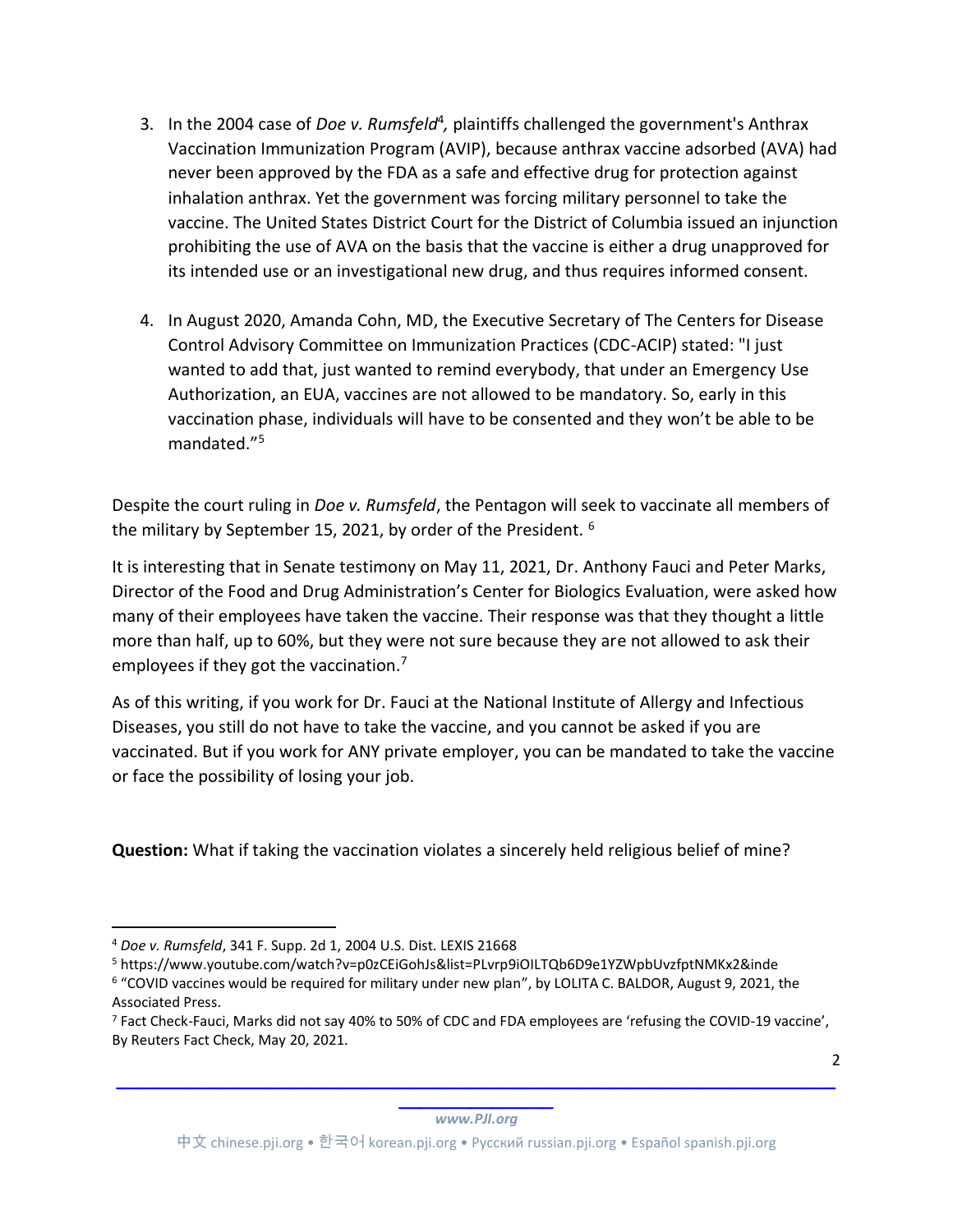3. In the 2004 case of *Doe v. Rumsfeld*[4], plaintiffs challenged the government's Anthrax Vaccination Immunization Program (AVIP), because anthrax vaccine adsorbed (AVA) had never been approved by the FDA as a safe and effective drug for protection against inhalation anthrax. Yet the government was forcing military personnel to take the vaccine. The United States District Court for the District of Columbia issued an injunction prohibiting the use of AVA on the basis that the vaccine is either a drug unapproved for its intended use or an investigational new drug, and thus requires informed consent.

4. In August 2020, Amanda Cohn, MD, the Executive Secretary of The Centers for Disease Control Advisory Committee on Immunization Practices (CDC-ACIP) stated: "I just wanted to add that, just wanted to remind everybody, that under an Emergency Use Authorization, an EUA, vaccines are not allowed to be mandatory. So, early in this vaccination phase, individuals will have to be consented and they won't be able to be mandated."[5]

Despite the court ruling in *Doe v. Rumsfeld*, the Pentagon will seek to vaccinate all members of the military by September 15, 2021, by order of the President. [6]

It is interesting that in Senate testimony on May 11, 2021, Dr. Anthony Fauci and Peter Marks, Director of the Food and Drug Administration's Center for Biologics Evaluation, were asked how many of their employees have taken the vaccine. Their response was that they thought a little more than half, up to 60%, but they were not sure because they are not allowed to ask their employees if they got the vaccination.[7]

As of this writing, if you work for Dr. Fauci at the National Institute of Allergy and Infectious Diseases, you still do not have to take the vaccine, and you cannot be asked if you are vaccinated. But if you work for ANY private employer, you can be mandated to take the vaccine or face the possibility of losing your job.

**Question:** What if taking the vaccination violates a sincerely held religious belief of mine?

---

[4] *Doe v. Rumsfeld*, 341 F. Supp. 2d 1, 2004 U.S. Dist. LEXIS 21668

[5] https://www.youtube.com/watch?v=p0zCEiGohJs&list=PLvrp9iOILTQb6D9e1YZWpbUvzfptNMKx2&inde

[6] "COVID vaccines would be required for military under new plan", by LOLITA C. BALDOR, August 9, 2021, the Associated Press.

[7] Fact Check-Fauci, Marks did not say 40% to 50% of CDC and FDA employees are 'refusing the COVID-19 vaccine', By Reuters Fact Check, May 20, 2021.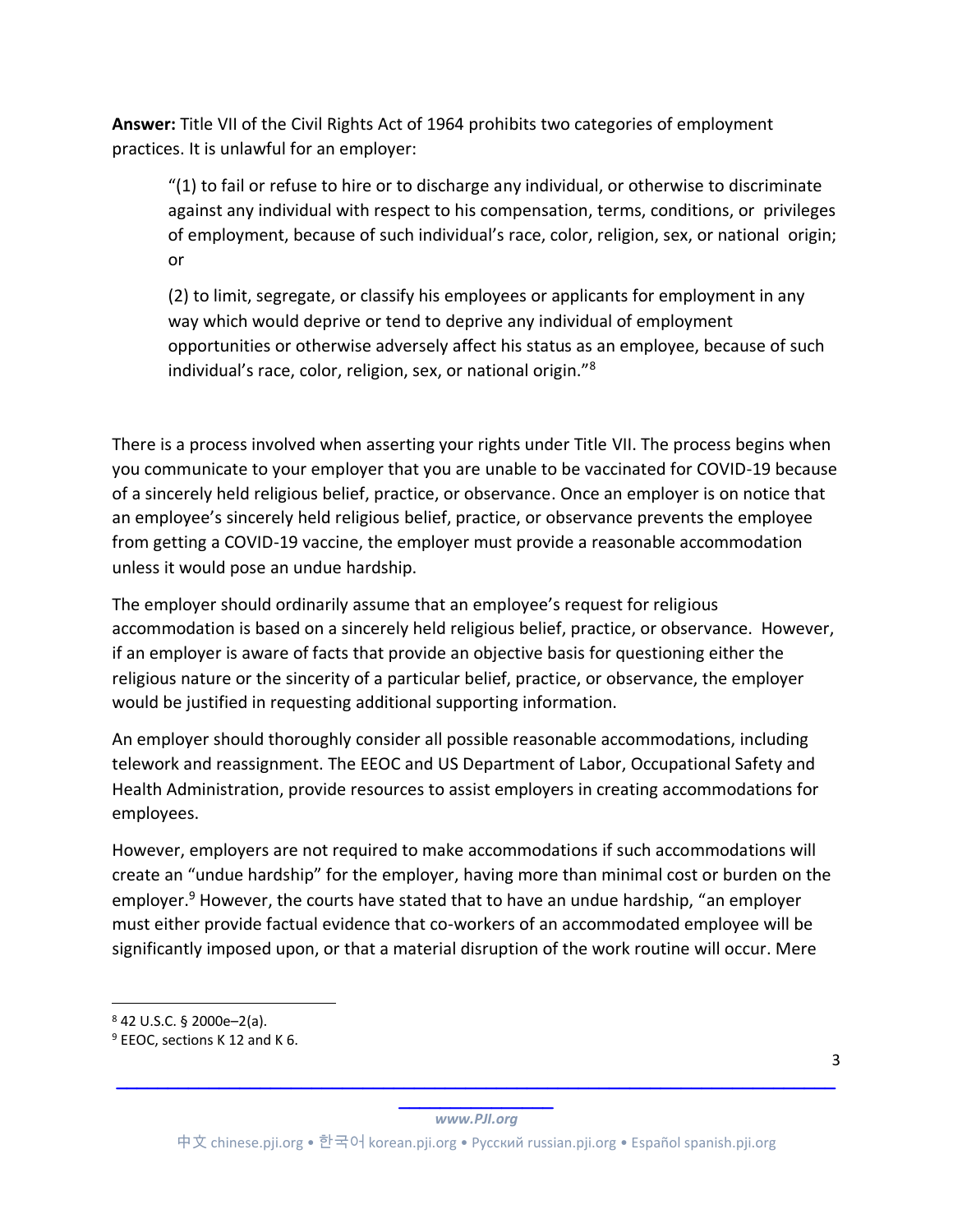**Answer:** Title VII of the Civil Rights Act of 1964 prohibits two categories of employment practices. It is unlawful for an employer:

> "(1) to fail or refuse to hire or to discharge any individual, or otherwise to discriminate against any individual with respect to his compensation, terms, conditions, or privileges of employment, because of such individual's race, color, religion, sex, or national origin; or
>
> (2) to limit, segregate, or classify his employees or applicants for employment in any way which would deprive or tend to deprive any individual of employment opportunities or otherwise adversely affect his status as an employee, because of such individual's race, color, religion, sex, or national origin."[8]

There is a process involved when asserting your rights under Title VII. The process begins when you communicate to your employer that you are unable to be vaccinated for COVID-19 because of a sincerely held religious belief, practice, or observance. Once an employer is on notice that an employee's sincerely held religious belief, practice, or observance prevents the employee from getting a COVID-19 vaccine, the employer must provide a reasonable accommodation unless it would pose an undue hardship.

The employer should ordinarily assume that an employee's request for religious accommodation is based on a sincerely held religious belief, practice, or observance. However, if an employer is aware of facts that provide an objective basis for questioning either the religious nature or the sincerity of a particular belief, practice, or observance, the employer would be justified in requesting additional supporting information.

An employer should thoroughly consider all possible reasonable accommodations, including telework and reassignment. The EEOC and US Department of Labor, Occupational Safety and Health Administration, provide resources to assist employers in creating accommodations for employees.

However, employers are not required to make accommodations if such accommodations will create an "undue hardship" for the employer, having more than minimal cost or burden on the employer.[9] However, the courts have stated that to have an undue hardship, "an employer must either provide factual evidence that co-workers of an accommodated employee will be significantly imposed upon, or that a material disruption of the work routine will occur. Mere

[8] 42 U.S.C. § 2000e–2(a).

[9] EEOC, sections K 12 and K 6.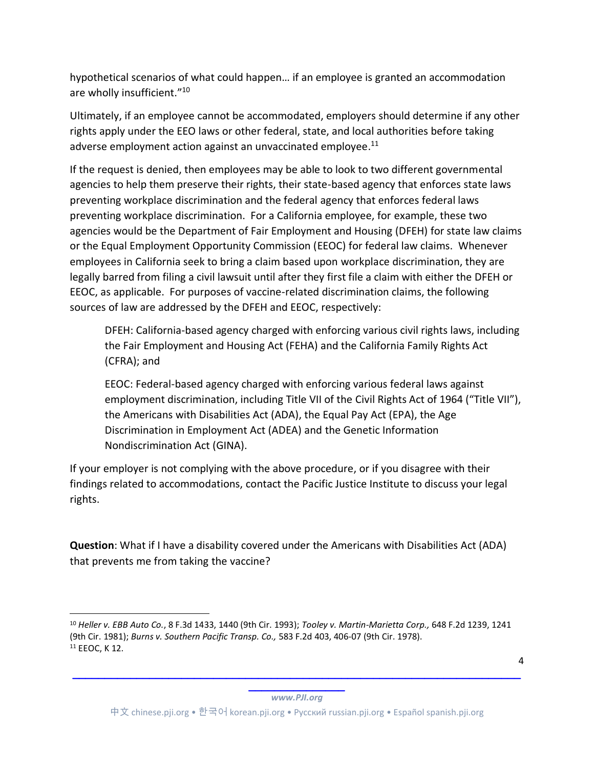hypothetical scenarios of what could happen… if an employee is granted an accommodation are wholly insufficient."[10]

Ultimately, if an employee cannot be accommodated, employers should determine if any other rights apply under the EEO laws or other federal, state, and local authorities before taking adverse employment action against an unvaccinated employee.[11]

If the request is denied, then employees may be able to look to two different governmental agencies to help them preserve their rights, their state-based agency that enforces state laws preventing workplace discrimination and the federal agency that enforces federal laws preventing workplace discrimination. For a California employee, for example, these two agencies would be the Department of Fair Employment and Housing (DFEH) for state law claims or the Equal Employment Opportunity Commission (EEOC) for federal law claims. Whenever employees in California seek to bring a claim based upon workplace discrimination, they are legally barred from filing a civil lawsuit until after they first file a claim with either the DFEH or EEOC, as applicable. For purposes of vaccine-related discrimination claims, the following sources of law are addressed by the DFEH and EEOC, respectively:

> DFEH: California-based agency charged with enforcing various civil rights laws, including the Fair Employment and Housing Act (FEHA) and the California Family Rights Act (CFRA); and
>
> EEOC: Federal-based agency charged with enforcing various federal laws against employment discrimination, including Title VII of the Civil Rights Act of 1964 ("Title VII"), the Americans with Disabilities Act (ADA), the Equal Pay Act (EPA), the Age Discrimination in Employment Act (ADEA) and the Genetic Information Nondiscrimination Act (GINA).

If your employer is not complying with the above procedure, or if you disagree with their findings related to accommodations, contact the Pacific Justice Institute to discuss your legal rights.

**Question**: What if I have a disability covered under the Americans with Disabilities Act (ADA) that prevents me from taking the vaccine?

---

[10] *Heller v. EBB Auto Co.*, 8 F.3d 1433, 1440 (9th Cir. 1993); *Tooley v. Martin-Marietta Corp.,* 648 F.2d 1239, 1241 (9th Cir. 1981); *Burns v. Southern Pacific Transp. Co.,* 583 F.2d 403, 406-07 (9th Cir. 1978).

[11] EEOC, K 12.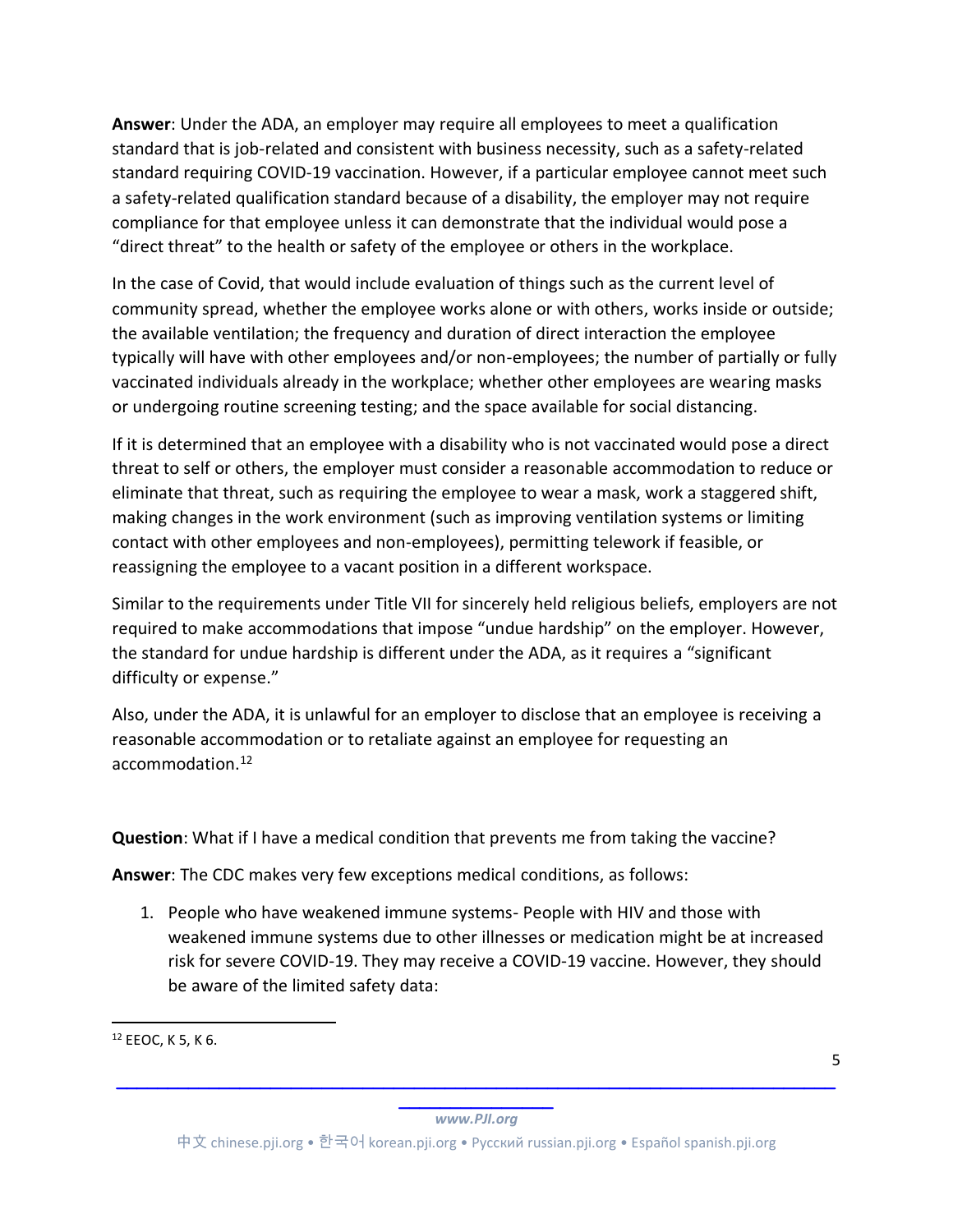**Answer**: Under the ADA, an employer may require all employees to meet a qualification standard that is job-related and consistent with business necessity, such as a safety-related standard requiring COVID-19 vaccination. However, if a particular employee cannot meet such a safety-related qualification standard because of a disability, the employer may not require compliance for that employee unless it can demonstrate that the individual would pose a "direct threat" to the health or safety of the employee or others in the workplace.

In the case of Covid, that would include evaluation of things such as the current level of community spread, whether the employee works alone or with others, works inside or outside; the available ventilation; the frequency and duration of direct interaction the employee typically will have with other employees and/or non-employees; the number of partially or fully vaccinated individuals already in the workplace; whether other employees are wearing masks or undergoing routine screening testing; and the space available for social distancing.

If it is determined that an employee with a disability who is not vaccinated would pose a direct threat to self or others, the employer must consider a reasonable accommodation to reduce or eliminate that threat, such as requiring the employee to wear a mask, work a staggered shift, making changes in the work environment (such as improving ventilation systems or limiting contact with other employees and non-employees), permitting telework if feasible, or reassigning the employee to a vacant position in a different workspace.

Similar to the requirements under Title VII for sincerely held religious beliefs, employers are not required to make accommodations that impose "undue hardship" on the employer. However, the standard for undue hardship is different under the ADA, as it requires a "significant difficulty or expense."

Also, under the ADA, it is unlawful for an employer to disclose that an employee is receiving a reasonable accommodation or to retaliate against an employee for requesting an accommodation.[12]

**Question**: What if I have a medical condition that prevents me from taking the vaccine?

**Answer**: The CDC makes very few exceptions medical conditions, as follows:

1. People who have weakened immune systems- People with HIV and those with weakened immune systems due to other illnesses or medication might be at increased risk for severe COVID-19. They may receive a COVID-19 vaccine. However, they should be aware of the limited safety data:

[12] EEOC, K 5, K 6.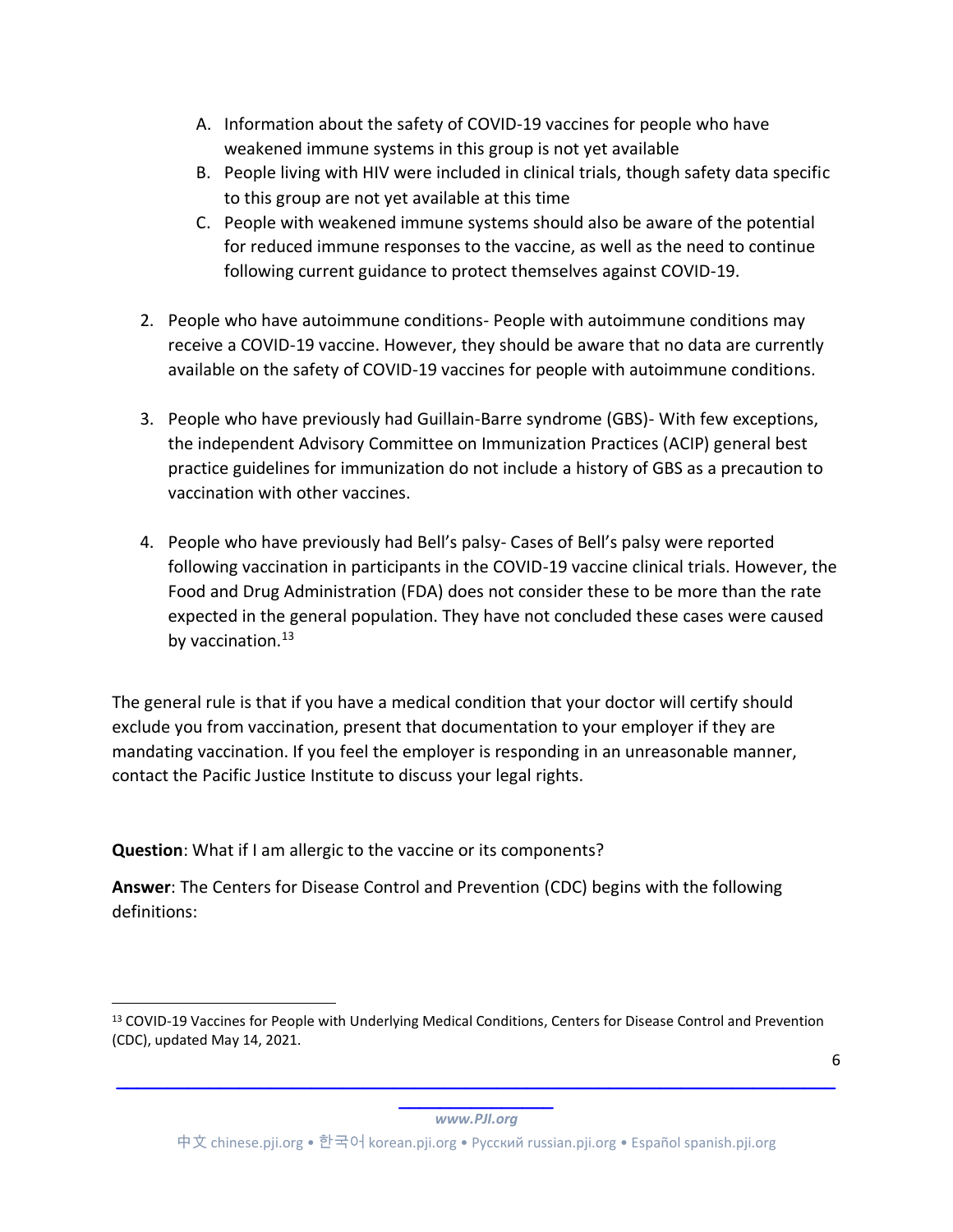A. Information about the safety of COVID-19 vaccines for people who have weakened immune systems in this group is not yet available
B. People living with HIV were included in clinical trials, though safety data specific to this group are not yet available at this time
C. People with weakened immune systems should also be aware of the potential for reduced immune responses to the vaccine, as well as the need to continue following current guidance to protect themselves against COVID-19.

2. People who have autoimmune conditions- People with autoimmune conditions may receive a COVID-19 vaccine. However, they should be aware that no data are currently available on the safety of COVID-19 vaccines for people with autoimmune conditions.

3. People who have previously had Guillain-Barre syndrome (GBS)- With few exceptions, the independent Advisory Committee on Immunization Practices (ACIP) general best practice guidelines for immunization do not include a history of GBS as a precaution to vaccination with other vaccines.

4. People who have previously had Bell's palsy- Cases of Bell's palsy were reported following vaccination in participants in the COVID-19 vaccine clinical trials. However, the Food and Drug Administration (FDA) does not consider these to be more than the rate expected in the general population. They have not concluded these cases were caused by vaccination.[13]

The general rule is that if you have a medical condition that your doctor will certify should exclude you from vaccination, present that documentation to your employer if they are mandating vaccination. If you feel the employer is responding in an unreasonable manner, contact the Pacific Justice Institute to discuss your legal rights.

**Question**: What if I am allergic to the vaccine or its components?

**Answer**: The Centers for Disease Control and Prevention (CDC) begins with the following definitions:

[13] COVID-19 Vaccines for People with Underlying Medical Conditions, Centers for Disease Control and Prevention (CDC), updated May 14, 2021.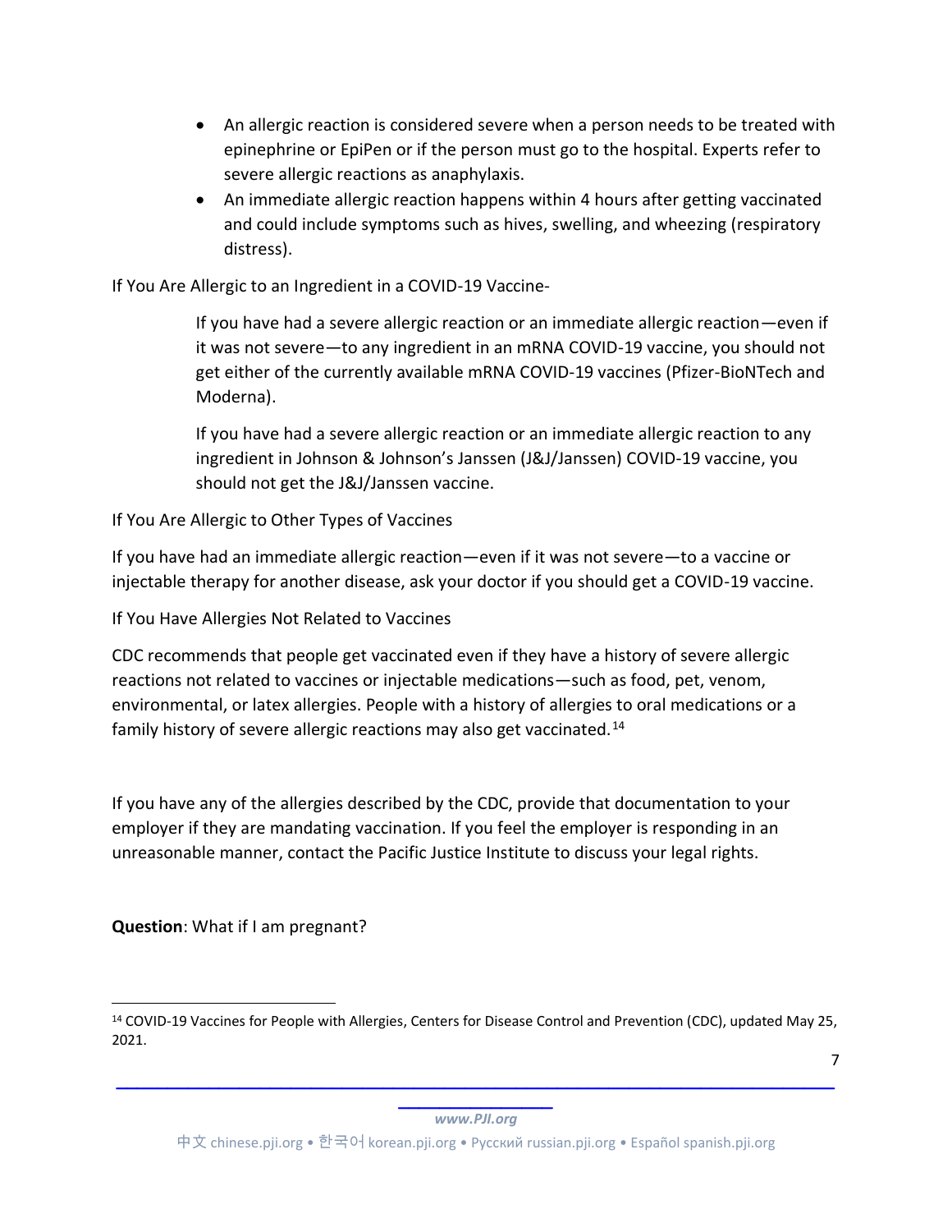- An allergic reaction is considered severe when a person needs to be treated with epinephrine or EpiPen or if the person must go to the hospital. Experts refer to severe allergic reactions as anaphylaxis.
- An immediate allergic reaction happens within 4 hours after getting vaccinated and could include symptoms such as hives, swelling, and wheezing (respiratory distress).

If You Are Allergic to an Ingredient in a COVID-19 Vaccine-

> If you have had a severe allergic reaction or an immediate allergic reaction—even if it was not severe—to any ingredient in an mRNA COVID-19 vaccine, you should not get either of the currently available mRNA COVID-19 vaccines (Pfizer-BioNTech and Moderna).
>
> If you have had a severe allergic reaction or an immediate allergic reaction to any ingredient in Johnson & Johnson's Janssen (J&J/Janssen) COVID-19 vaccine, you should not get the J&J/Janssen vaccine.

If You Are Allergic to Other Types of Vaccines

If you have had an immediate allergic reaction—even if it was not severe—to a vaccine or injectable therapy for another disease, ask your doctor if you should get a COVID-19 vaccine.

If You Have Allergies Not Related to Vaccines

CDC recommends that people get vaccinated even if they have a history of severe allergic reactions not related to vaccines or injectable medications—such as food, pet, venom, environmental, or latex allergies. People with a history of allergies to oral medications or a family history of severe allergic reactions may also get vaccinated.[14]

If you have any of the allergies described by the CDC, provide that documentation to your employer if they are mandating vaccination. If you feel the employer is responding in an unreasonable manner, contact the Pacific Justice Institute to discuss your legal rights.

**Question**: What if I am pregnant?

[14] COVID-19 Vaccines for People with Allergies, Centers for Disease Control and Prevention (CDC), updated May 25, 2021.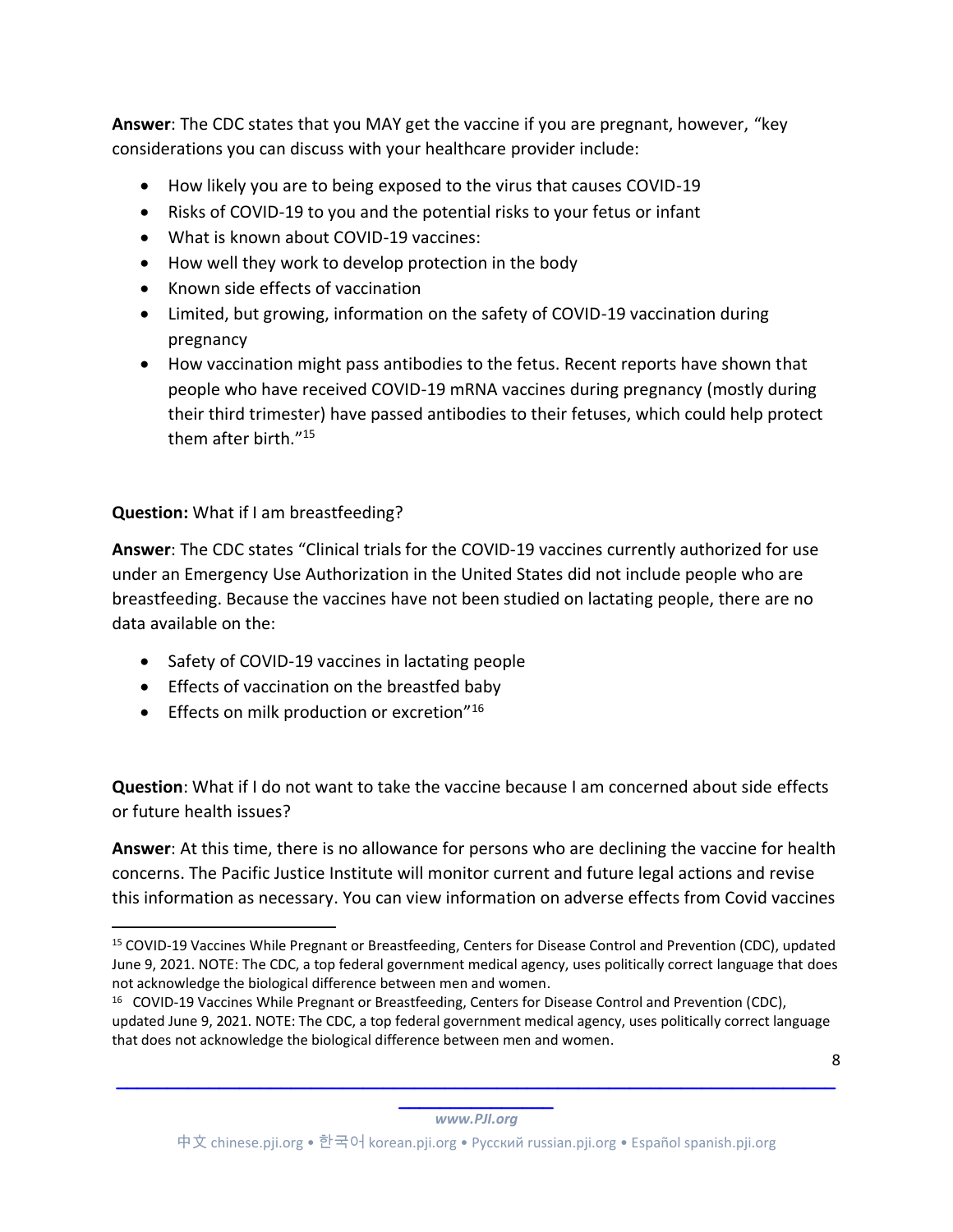**Answer**: The CDC states that you MAY get the vaccine if you are pregnant, however, "key considerations you can discuss with your healthcare provider include:

- How likely you are to being exposed to the virus that causes COVID-19
- Risks of COVID-19 to you and the potential risks to your fetus or infant
- What is known about COVID-19 vaccines:
- How well they work to develop protection in the body
- Known side effects of vaccination
- Limited, but growing, information on the safety of COVID-19 vaccination during pregnancy
- How vaccination might pass antibodies to the fetus. Recent reports have shown that people who have received COVID-19 mRNA vaccines during pregnancy (mostly during their third trimester) have passed antibodies to their fetuses, which could help protect them after birth."[15]

**Question:** What if I am breastfeeding?

**Answer**: The CDC states "Clinical trials for the COVID-19 vaccines currently authorized for use under an Emergency Use Authorization in the United States did not include people who are breastfeeding. Because the vaccines have not been studied on lactating people, there are no data available on the:

- Safety of COVID-19 vaccines in lactating people
- Effects of vaccination on the breastfed baby
- Effects on milk production or excretion"[16]

**Question**: What if I do not want to take the vaccine because I am concerned about side effects or future health issues?

**Answer**: At this time, there is no allowance for persons who are declining the vaccine for health concerns. The Pacific Justice Institute will monitor current and future legal actions and revise this information as necessary. You can view information on adverse effects from Covid vaccines

---

[15] COVID-19 Vaccines While Pregnant or Breastfeeding, Centers for Disease Control and Prevention (CDC), updated June 9, 2021. NOTE: The CDC, a top federal government medical agency, uses politically correct language that does not acknowledge the biological difference between men and women.

[16] COVID-19 Vaccines While Pregnant or Breastfeeding, Centers for Disease Control and Prevention (CDC), updated June 9, 2021. NOTE: The CDC, a top federal government medical agency, uses politically correct language that does not acknowledge the biological difference between men and women.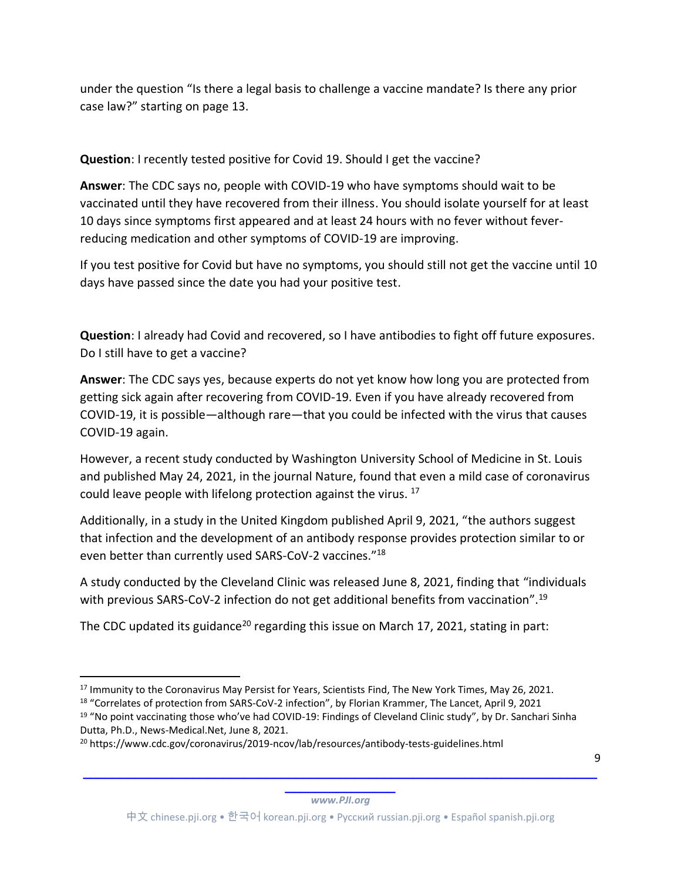under the question "Is there a legal basis to challenge a vaccine mandate? Is there any prior case law?" starting on page 13.

**Question**: I recently tested positive for Covid 19. Should I get the vaccine?

**Answer**: The CDC says no, people with COVID-19 who have symptoms should wait to be vaccinated until they have recovered from their illness. You should isolate yourself for at least 10 days since symptoms first appeared and at least 24 hours with no fever without fever-reducing medication and other symptoms of COVID-19 are improving.

If you test positive for Covid but have no symptoms, you should still not get the vaccine until 10 days have passed since the date you had your positive test.

**Question**: I already had Covid and recovered, so I have antibodies to fight off future exposures. Do I still have to get a vaccine?

**Answer**: The CDC says yes, because experts do not yet know how long you are protected from getting sick again after recovering from COVID-19. Even if you have already recovered from COVID-19, it is possible—although rare—that you could be infected with the virus that causes COVID-19 again.

However, a recent study conducted by Washington University School of Medicine in St. Louis and published May 24, 2021, in the journal Nature, found that even a mild case of coronavirus could leave people with lifelong protection against the virus. [17]

Additionally, in a study in the United Kingdom published April 9, 2021, "the authors suggest that infection and the development of an antibody response provides protection similar to or even better than currently used SARS-CoV-2 vaccines."[18]

A study conducted by the Cleveland Clinic was released June 8, 2021, finding that "individuals with previous SARS-CoV-2 infection do not get additional benefits from vaccination".[19]

The CDC updated its guidance[20] regarding this issue on March 17, 2021, stating in part:

---

[17] Immunity to the Coronavirus May Persist for Years, Scientists Find, The New York Times, May 26, 2021.

[18] "Correlates of protection from SARS-CoV-2 infection", by Florian Krammer, The Lancet, April 9, 2021

[19] "No point vaccinating those who've had COVID-19: Findings of Cleveland Clinic study", by Dr. Sanchari Sinha Dutta, Ph.D., News-Medical.Net, June 8, 2021.

[20] https://www.cdc.gov/coronavirus/2019-ncov/lab/resources/antibody-tests-guidelines.html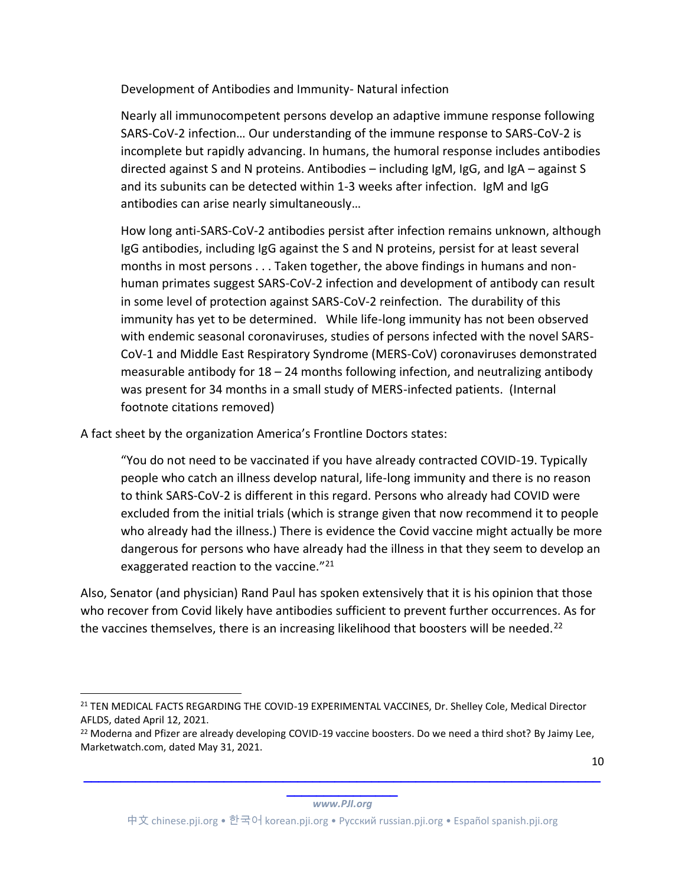> Development of Antibodies and Immunity- Natural infection
>
> Nearly all immunocompetent persons develop an adaptive immune response following SARS-CoV-2 infection… Our understanding of the immune response to SARS-CoV-2 is incomplete but rapidly advancing. In humans, the humoral response includes antibodies directed against S and N proteins. Antibodies – including IgM, IgG, and IgA – against S and its subunits can be detected within 1-3 weeks after infection. IgM and IgG antibodies can arise nearly simultaneously…
>
> How long anti-SARS-CoV-2 antibodies persist after infection remains unknown, although IgG antibodies, including IgG against the S and N proteins, persist for at least several months in most persons . . . Taken together, the above findings in humans and non-human primates suggest SARS-CoV-2 infection and development of antibody can result in some level of protection against SARS-CoV-2 reinfection. The durability of this immunity has yet to be determined. While life-long immunity has not been observed with endemic seasonal coronaviruses, studies of persons infected with the novel SARS-CoV-1 and Middle East Respiratory Syndrome (MERS-CoV) coronaviruses demonstrated measurable antibody for 18 – 24 months following infection, and neutralizing antibody was present for 34 months in a small study of MERS-infected patients. (Internal footnote citations removed)

A fact sheet by the organization America's Frontline Doctors states:

> "You do not need to be vaccinated if you have already contracted COVID-19. Typically people who catch an illness develop natural, life-long immunity and there is no reason to think SARS-CoV-2 is different in this regard. Persons who already had COVID were excluded from the initial trials (which is strange given that now recommend it to people who already had the illness.) There is evidence the Covid vaccine might actually be more dangerous for persons who have already had the illness in that they seem to develop an exaggerated reaction to the vaccine."[21]

Also, Senator (and physician) Rand Paul has spoken extensively that it is his opinion that those who recover from Covid likely have antibodies sufficient to prevent further occurrences. As for the vaccines themselves, there is an increasing likelihood that boosters will be needed.[22]

---

[21] TEN MEDICAL FACTS REGARDING THE COVID-19 EXPERIMENTAL VACCINES, Dr. Shelley Cole, Medical Director AFLDS, dated April 12, 2021.

[22] Moderna and Pfizer are already developing COVID-19 vaccine boosters. Do we need a third shot? By Jaimy Lee, Marketwatch.com, dated May 31, 2021.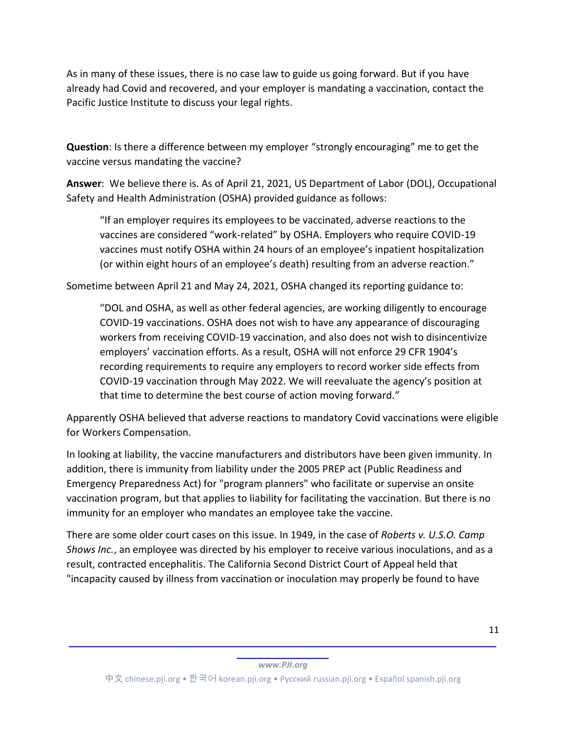As in many of these issues, there is no case law to guide us going forward. But if you have already had Covid and recovered, and your employer is mandating a vaccination, contact the Pacific Justice Institute to discuss your legal rights.

**Question**: Is there a difference between my employer "strongly encouraging" me to get the vaccine versus mandating the vaccine?

**Answer**: We believe there is. As of April 21, 2021, US Department of Labor (DOL), Occupational Safety and Health Administration (OSHA) provided guidance as follows:

> "If an employer requires its employees to be vaccinated, adverse reactions to the vaccines are considered "work-related" by OSHA. Employers who require COVID-19 vaccines must notify OSHA within 24 hours of an employee's inpatient hospitalization (or within eight hours of an employee's death) resulting from an adverse reaction."

Sometime between April 21 and May 24, 2021, OSHA changed its reporting guidance to:

> "DOL and OSHA, as well as other federal agencies, are working diligently to encourage COVID-19 vaccinations. OSHA does not wish to have any appearance of discouraging workers from receiving COVID-19 vaccination, and also does not wish to disincentivize employers' vaccination efforts. As a result, OSHA will not enforce 29 CFR 1904's recording requirements to require any employers to record worker side effects from COVID-19 vaccination through May 2022. We will reevaluate the agency's position at that time to determine the best course of action moving forward."

Apparently OSHA believed that adverse reactions to mandatory Covid vaccinations were eligible for Workers Compensation.

In looking at liability, the vaccine manufacturers and distributors have been given immunity. In addition, there is immunity from liability under the 2005 PREP act (Public Readiness and Emergency Preparedness Act) for "program planners" who facilitate or supervise an onsite vaccination program, but that applies to liability for facilitating the vaccination. But there is no immunity for an employer who mandates an employee take the vaccine.

There are some older court cases on this issue. In 1949, in the case of *Roberts v. U.S.O. Camp Shows Inc.*, an employee was directed by his employer to receive various inoculations, and as a result, contracted encephalitis. The California Second District Court of Appeal held that "incapacity caused by illness from vaccination or inoculation may properly be found to have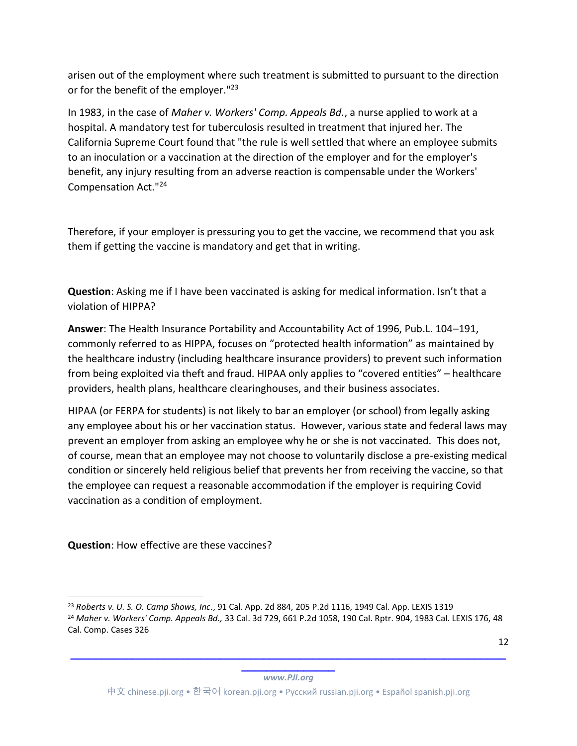arisen out of the employment where such treatment is submitted to pursuant to the direction or for the benefit of the employer."[23]

In 1983, in the case of *Maher v. Workers' Comp. Appeals Bd.*, a nurse applied to work at a hospital. A mandatory test for tuberculosis resulted in treatment that injured her. The California Supreme Court found that "the rule is well settled that where an employee submits to an inoculation or a vaccination at the direction of the employer and for the employer's benefit, any injury resulting from an adverse reaction is compensable under the Workers' Compensation Act."[24]

Therefore, if your employer is pressuring you to get the vaccine, we recommend that you ask them if getting the vaccine is mandatory and get that in writing.

**Question**: Asking me if I have been vaccinated is asking for medical information. Isn't that a violation of HIPPA?

**Answer**: The Health Insurance Portability and Accountability Act of 1996, Pub.L. 104–191, commonly referred to as HIPPA, focuses on "protected health information" as maintained by the healthcare industry (including healthcare insurance providers) to prevent such information from being exploited via theft and fraud. HIPAA only applies to "covered entities" – healthcare providers, health plans, healthcare clearinghouses, and their business associates.

HIPAA (or FERPA for students) is not likely to bar an employer (or school) from legally asking any employee about his or her vaccination status. However, various state and federal laws may prevent an employer from asking an employee why he or she is not vaccinated. This does not, of course, mean that an employee may not choose to voluntarily disclose a pre-existing medical condition or sincerely held religious belief that prevents her from receiving the vaccine, so that the employee can request a reasonable accommodation if the employer is requiring Covid vaccination as a condition of employment.

**Question**: How effective are these vaccines?

[23] *Roberts v. U. S. O. Camp Shows, Inc.*, 91 Cal. App. 2d 884, 205 P.2d 1116, 1949 Cal. App. LEXIS 1319

[24] *Maher v. Workers' Comp. Appeals Bd.,* 33 Cal. 3d 729, 661 P.2d 1058, 190 Cal. Rptr. 904, 1983 Cal. LEXIS 176, 48 Cal. Comp. Cases 326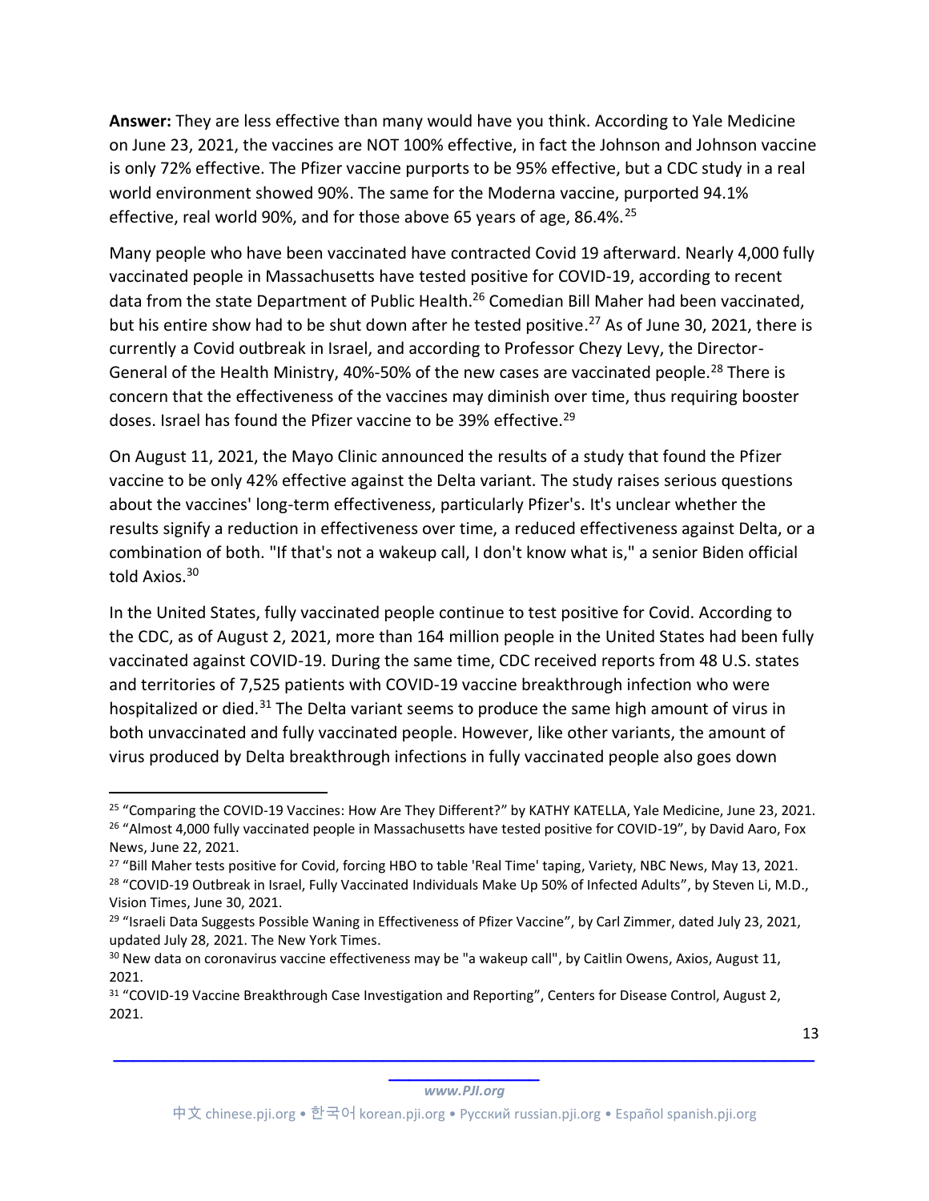**Answer:** They are less effective than many would have you think. According to Yale Medicine on June 23, 2021, the vaccines are NOT 100% effective, in fact the Johnson and Johnson vaccine is only 72% effective. The Pfizer vaccine purports to be 95% effective, but a CDC study in a real world environment showed 90%. The same for the Moderna vaccine, purported 94.1% effective, real world 90%, and for those above 65 years of age, 86.4%.[25]

Many people who have been vaccinated have contracted Covid 19 afterward. Nearly 4,000 fully vaccinated people in Massachusetts have tested positive for COVID-19, according to recent data from the state Department of Public Health.[26] Comedian Bill Maher had been vaccinated, but his entire show had to be shut down after he tested positive.[27] As of June 30, 2021, there is currently a Covid outbreak in Israel, and according to Professor Chezy Levy, the Director-General of the Health Ministry, 40%-50% of the new cases are vaccinated people.[28] There is concern that the effectiveness of the vaccines may diminish over time, thus requiring booster doses. Israel has found the Pfizer vaccine to be 39% effective.[29]

On August 11, 2021, the Mayo Clinic announced the results of a study that found the Pfizer vaccine to be only 42% effective against the Delta variant. The study raises serious questions about the vaccines' long-term effectiveness, particularly Pfizer's. It's unclear whether the results signify a reduction in effectiveness over time, a reduced effectiveness against Delta, or a combination of both. "If that's not a wakeup call, I don't know what is," a senior Biden official told Axios.[30]

In the United States, fully vaccinated people continue to test positive for Covid. According to the CDC, as of August 2, 2021, more than 164 million people in the United States had been fully vaccinated against COVID-19. During the same time, CDC received reports from 48 U.S. states and territories of 7,525 patients with COVID-19 vaccine breakthrough infection who were hospitalized or died.[31] The Delta variant seems to produce the same high amount of virus in both unvaccinated and fully vaccinated people. However, like other variants, the amount of virus produced by Delta breakthrough infections in fully vaccinated people also goes down

---

[25] "Comparing the COVID-19 Vaccines: How Are They Different?" by KATHY KATELLA, Yale Medicine, June 23, 2021.

[26] "Almost 4,000 fully vaccinated people in Massachusetts have tested positive for COVID-19", by David Aaro, Fox News, June 22, 2021.

[27] "Bill Maher tests positive for Covid, forcing HBO to table 'Real Time' taping, Variety, NBC News, May 13, 2021.

[28] "COVID-19 Outbreak in Israel, Fully Vaccinated Individuals Make Up 50% of Infected Adults", by Steven Li, M.D., Vision Times, June 30, 2021.

[29] "Israeli Data Suggests Possible Waning in Effectiveness of Pfizer Vaccine", by Carl Zimmer, dated July 23, 2021, updated July 28, 2021. The New York Times.

[30] New data on coronavirus vaccine effectiveness may be "a wakeup call", by Caitlin Owens, Axios, August 11, 2021.

[31] "COVID-19 Vaccine Breakthrough Case Investigation and Reporting", Centers for Disease Control, August 2, 2021.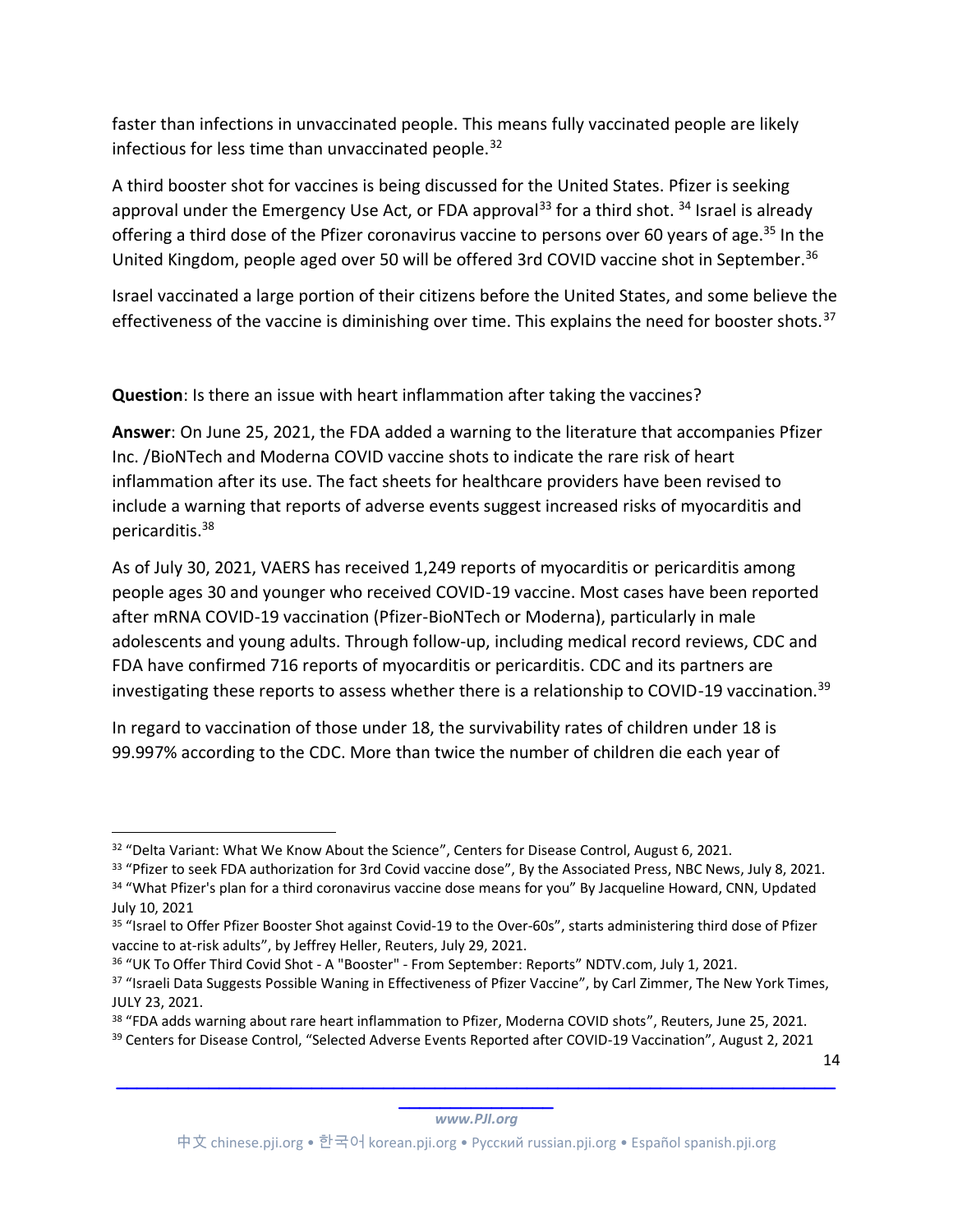faster than infections in unvaccinated people. This means fully vaccinated people are likely infectious for less time than unvaccinated people.[32]

A third booster shot for vaccines is being discussed for the United States. Pfizer is seeking approval under the Emergency Use Act, or FDA approval[33] for a third shot. [34] Israel is already offering a third dose of the Pfizer coronavirus vaccine to persons over 60 years of age.[35] In the United Kingdom, people aged over 50 will be offered 3rd COVID vaccine shot in September.[36]

Israel vaccinated a large portion of their citizens before the United States, and some believe the effectiveness of the vaccine is diminishing over time. This explains the need for booster shots.[37]

**Question**: Is there an issue with heart inflammation after taking the vaccines?

**Answer**: On June 25, 2021, the FDA added a warning to the literature that accompanies Pfizer Inc. /BioNTech and Moderna COVID vaccine shots to indicate the rare risk of heart inflammation after its use. The fact sheets for healthcare providers have been revised to include a warning that reports of adverse events suggest increased risks of myocarditis and pericarditis.[38]

As of July 30, 2021, VAERS has received 1,249 reports of myocarditis or pericarditis among people ages 30 and younger who received COVID-19 vaccine. Most cases have been reported after mRNA COVID-19 vaccination (Pfizer-BioNTech or Moderna), particularly in male adolescents and young adults. Through follow-up, including medical record reviews, CDC and FDA have confirmed 716 reports of myocarditis or pericarditis. CDC and its partners are investigating these reports to assess whether there is a relationship to COVID-19 vaccination.[39]

In regard to vaccination of those under 18, the survivability rates of children under 18 is 99.997% according to the CDC. More than twice the number of children die each year of

---

[32] "Delta Variant: What We Know About the Science", Centers for Disease Control, August 6, 2021.

[33] "Pfizer to seek FDA authorization for 3rd Covid vaccine dose", By the Associated Press, NBC News, July 8, 2021.

[34] "What Pfizer's plan for a third coronavirus vaccine dose means for you" By Jacqueline Howard, CNN, Updated July 10, 2021

[35] "Israel to Offer Pfizer Booster Shot against Covid-19 to the Over-60s", starts administering third dose of Pfizer vaccine to at-risk adults", by Jeffrey Heller, Reuters, July 29, 2021.

[36] "UK To Offer Third Covid Shot - A "Booster" - From September: Reports" NDTV.com, July 1, 2021.

[37] "Israeli Data Suggests Possible Waning in Effectiveness of Pfizer Vaccine", by Carl Zimmer, The New York Times, JULY 23, 2021.

[38] "FDA adds warning about rare heart inflammation to Pfizer, Moderna COVID shots", Reuters, June 25, 2021.

[39] Centers for Disease Control, "Selected Adverse Events Reported after COVID-19 Vaccination", August 2, 2021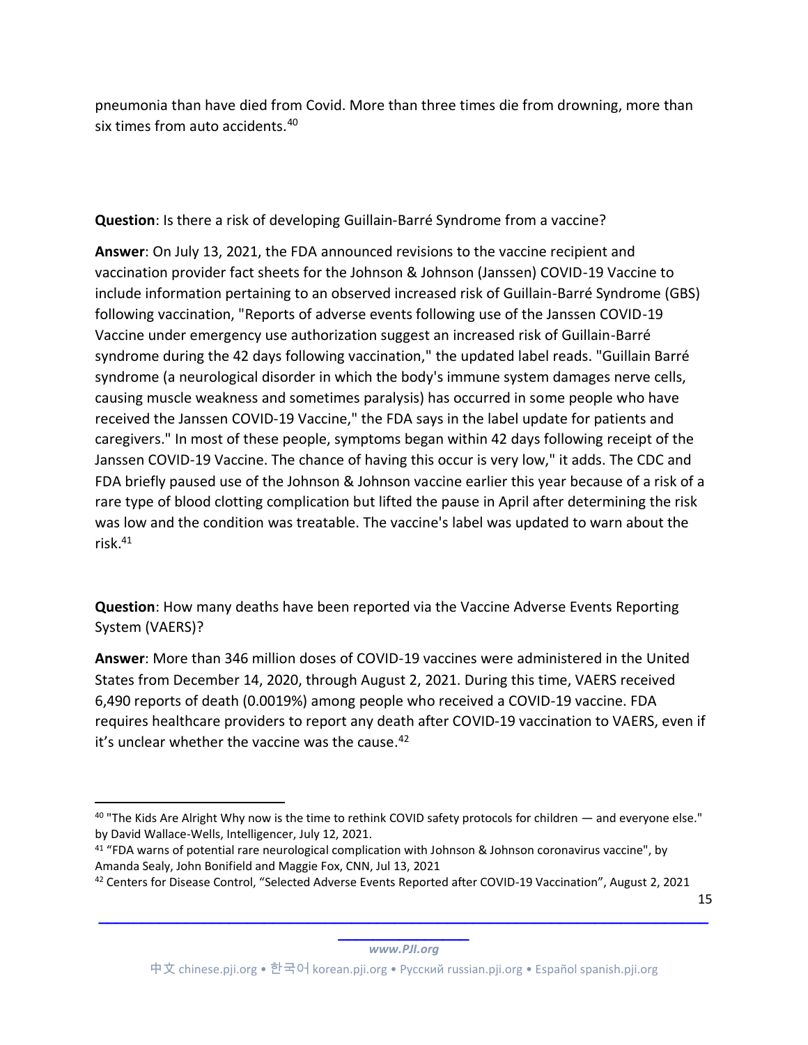pneumonia than have died from Covid. More than three times die from drowning, more than six times from auto accidents.[40]

**Question**: Is there a risk of developing Guillain-Barré Syndrome from a vaccine?

**Answer**: On July 13, 2021, the FDA announced revisions to the vaccine recipient and vaccination provider fact sheets for the Johnson & Johnson (Janssen) COVID-19 Vaccine to include information pertaining to an observed increased risk of Guillain-Barré Syndrome (GBS) following vaccination, "Reports of adverse events following use of the Janssen COVID-19 Vaccine under emergency use authorization suggest an increased risk of Guillain-Barré syndrome during the 42 days following vaccination," the updated label reads. "Guillain Barré syndrome (a neurological disorder in which the body's immune system damages nerve cells, causing muscle weakness and sometimes paralysis) has occurred in some people who have received the Janssen COVID-19 Vaccine," the FDA says in the label update for patients and caregivers." In most of these people, symptoms began within 42 days following receipt of the Janssen COVID-19 Vaccine. The chance of having this occur is very low," it adds. The CDC and FDA briefly paused use of the Johnson & Johnson vaccine earlier this year because of a risk of a rare type of blood clotting complication but lifted the pause in April after determining the risk was low and the condition was treatable. The vaccine's label was updated to warn about the risk.[41]

**Question**: How many deaths have been reported via the Vaccine Adverse Events Reporting System (VAERS)?

**Answer**: More than 346 million doses of COVID-19 vaccines were administered in the United States from December 14, 2020, through August 2, 2021. During this time, VAERS received 6,490 reports of death (0.0019%) among people who received a COVID-19 vaccine. FDA requires healthcare providers to report any death after COVID-19 vaccination to VAERS, even if it's unclear whether the vaccine was the cause.[42]

---

[40] "The Kids Are Alright Why now is the time to rethink COVID safety protocols for children — and everyone else." by David Wallace-Wells, Intelligencer, July 12, 2021.

[41] "FDA warns of potential rare neurological complication with Johnson & Johnson coronavirus vaccine", by Amanda Sealy, John Bonifield and Maggie Fox, CNN, Jul 13, 2021

[42] Centers for Disease Control, "Selected Adverse Events Reported after COVID-19 Vaccination", August 2, 2021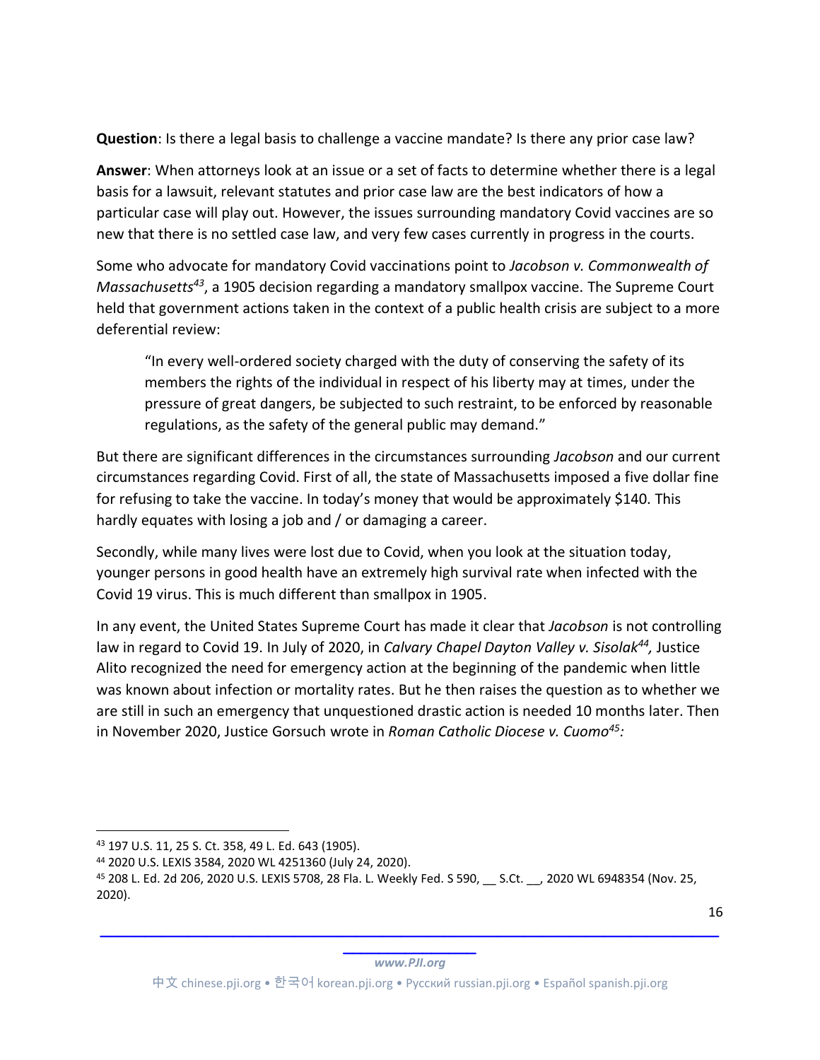**Question**: Is there a legal basis to challenge a vaccine mandate? Is there any prior case law?

**Answer**: When attorneys look at an issue or a set of facts to determine whether there is a legal basis for a lawsuit, relevant statutes and prior case law are the best indicators of how a particular case will play out. However, the issues surrounding mandatory Covid vaccines are so new that there is no settled case law, and very few cases currently in progress in the courts.

Some who advocate for mandatory Covid vaccinations point to *Jacobson v. Commonwealth of Massachusetts*[43], a 1905 decision regarding a mandatory smallpox vaccine. The Supreme Court held that government actions taken in the context of a public health crisis are subject to a more deferential review:

> "In every well-ordered society charged with the duty of conserving the safety of its members the rights of the individual in respect of his liberty may at times, under the pressure of great dangers, be subjected to such restraint, to be enforced by reasonable regulations, as the safety of the general public may demand."

But there are significant differences in the circumstances surrounding *Jacobson* and our current circumstances regarding Covid. First of all, the state of Massachusetts imposed a five dollar fine for refusing to take the vaccine. In today's money that would be approximately $140. This hardly equates with losing a job and / or damaging a career.

Secondly, while many lives were lost due to Covid, when you look at the situation today, younger persons in good health have an extremely high survival rate when infected with the Covid 19 virus. This is much different than smallpox in 1905.

In any event, the United States Supreme Court has made it clear that *Jacobson* is not controlling law in regard to Covid 19. In July of 2020, in *Calvary Chapel Dayton Valley v. Sisolak*[44], Justice Alito recognized the need for emergency action at the beginning of the pandemic when little was known about infection or mortality rates. But he then raises the question as to whether we are still in such an emergency that unquestioned drastic action is needed 10 months later. Then in November 2020, Justice Gorsuch wrote in *Roman Catholic Diocese v. Cuomo*[45]:

---

[43] 197 U.S. 11, 25 S. Ct. 358, 49 L. Ed. 643 (1905).

[44] 2020 U.S. LEXIS 3584, 2020 WL 4251360 (July 24, 2020).

[45] 208 L. Ed. 2d 206, 2020 U.S. LEXIS 5708, 28 Fla. L. Weekly Fed. S 590, __ S.Ct. __, 2020 WL 6948354 (Nov. 25, 2020).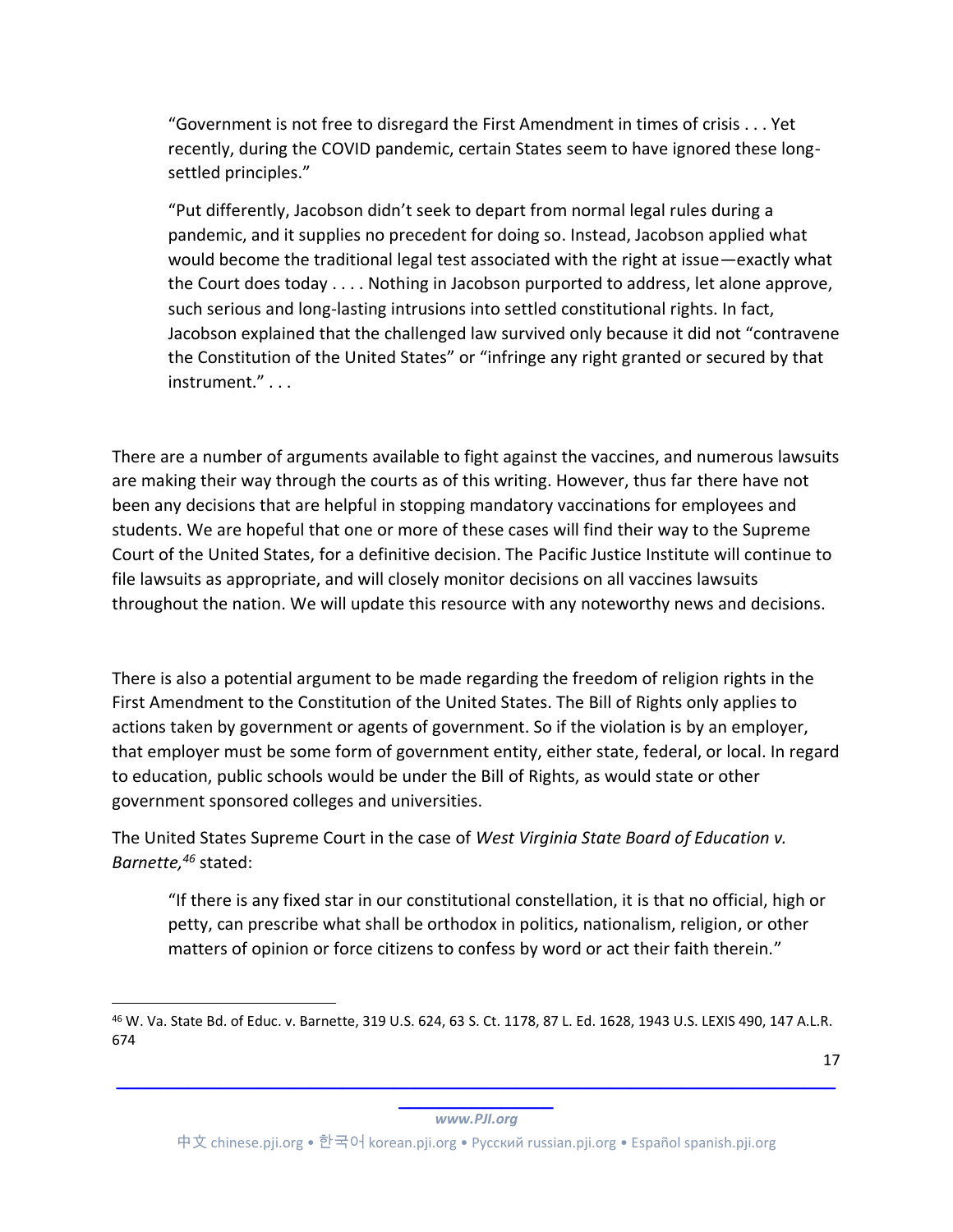> "Government is not free to disregard the First Amendment in times of crisis . . . Yet recently, during the COVID pandemic, certain States seem to have ignored these long-settled principles."
>
> "Put differently, Jacobson didn't seek to depart from normal legal rules during a pandemic, and it supplies no precedent for doing so. Instead, Jacobson applied what would become the traditional legal test associated with the right at issue—exactly what the Court does today . . . . Nothing in Jacobson purported to address, let alone approve, such serious and long-lasting intrusions into settled constitutional rights. In fact, Jacobson explained that the challenged law survived only because it did not "contravene the Constitution of the United States" or "infringe any right granted or secured by that instrument." . . .

There are a number of arguments available to fight against the vaccines, and numerous lawsuits are making their way through the courts as of this writing. However, thus far there have not been any decisions that are helpful in stopping mandatory vaccinations for employees and students. We are hopeful that one or more of these cases will find their way to the Supreme Court of the United States, for a definitive decision. The Pacific Justice Institute will continue to file lawsuits as appropriate, and will closely monitor decisions on all vaccines lawsuits throughout the nation. We will update this resource with any noteworthy news and decisions.

There is also a potential argument to be made regarding the freedom of religion rights in the First Amendment to the Constitution of the United States. The Bill of Rights only applies to actions taken by government or agents of government. So if the violation is by an employer, that employer must be some form of government entity, either state, federal, or local. In regard to education, public schools would be under the Bill of Rights, as would state or other government sponsored colleges and universities.

The United States Supreme Court in the case of *West Virginia State Board of Education v. Barnette,*[46] stated:

> "If there is any fixed star in our constitutional constellation, it is that no official, high or petty, can prescribe what shall be orthodox in politics, nationalism, religion, or other matters of opinion or force citizens to confess by word or act their faith therein."

---

[46] W. Va. State Bd. of Educ. v. Barnette, 319 U.S. 624, 63 S. Ct. 1178, 87 L. Ed. 1628, 1943 U.S. LEXIS 490, 147 A.L.R. 674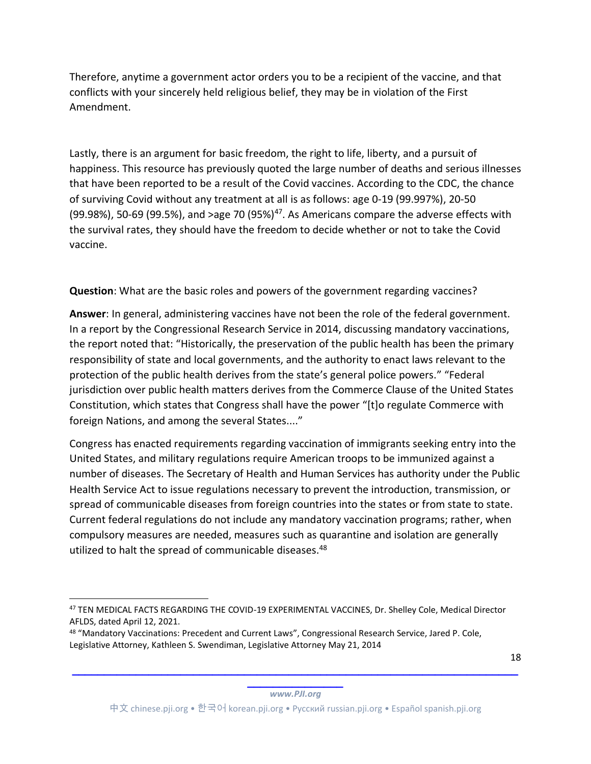Therefore, anytime a government actor orders you to be a recipient of the vaccine, and that conflicts with your sincerely held religious belief, they may be in violation of the First Amendment.

Lastly, there is an argument for basic freedom, the right to life, liberty, and a pursuit of happiness. This resource has previously quoted the large number of deaths and serious illnesses that have been reported to be a result of the Covid vaccines. According to the CDC, the chance of surviving Covid without any treatment at all is as follows: age 0-19 (99.997%), 20-50 (99.98%), 50-69 (99.5%), and >age 70 (95%)[47]. As Americans compare the adverse effects with the survival rates, they should have the freedom to decide whether or not to take the Covid vaccine.

**Question**: What are the basic roles and powers of the government regarding vaccines?

**Answer**: In general, administering vaccines have not been the role of the federal government. In a report by the Congressional Research Service in 2014, discussing mandatory vaccinations, the report noted that: "Historically, the preservation of the public health has been the primary responsibility of state and local governments, and the authority to enact laws relevant to the protection of the public health derives from the state's general police powers." "Federal jurisdiction over public health matters derives from the Commerce Clause of the United States Constitution, which states that Congress shall have the power "[t]o regulate Commerce with foreign Nations, and among the several States...."

Congress has enacted requirements regarding vaccination of immigrants seeking entry into the United States, and military regulations require American troops to be immunized against a number of diseases. The Secretary of Health and Human Services has authority under the Public Health Service Act to issue regulations necessary to prevent the introduction, transmission, or spread of communicable diseases from foreign countries into the states or from state to state. Current federal regulations do not include any mandatory vaccination programs; rather, when compulsory measures are needed, measures such as quarantine and isolation are generally utilized to halt the spread of communicable diseases.[48]

---

[47] TEN MEDICAL FACTS REGARDING THE COVID-19 EXPERIMENTAL VACCINES, Dr. Shelley Cole, Medical Director AFLDS, dated April 12, 2021.

[48] "Mandatory Vaccinations: Precedent and Current Laws", Congressional Research Service, Jared P. Cole, Legislative Attorney, Kathleen S. Swendiman, Legislative Attorney May 21, 2014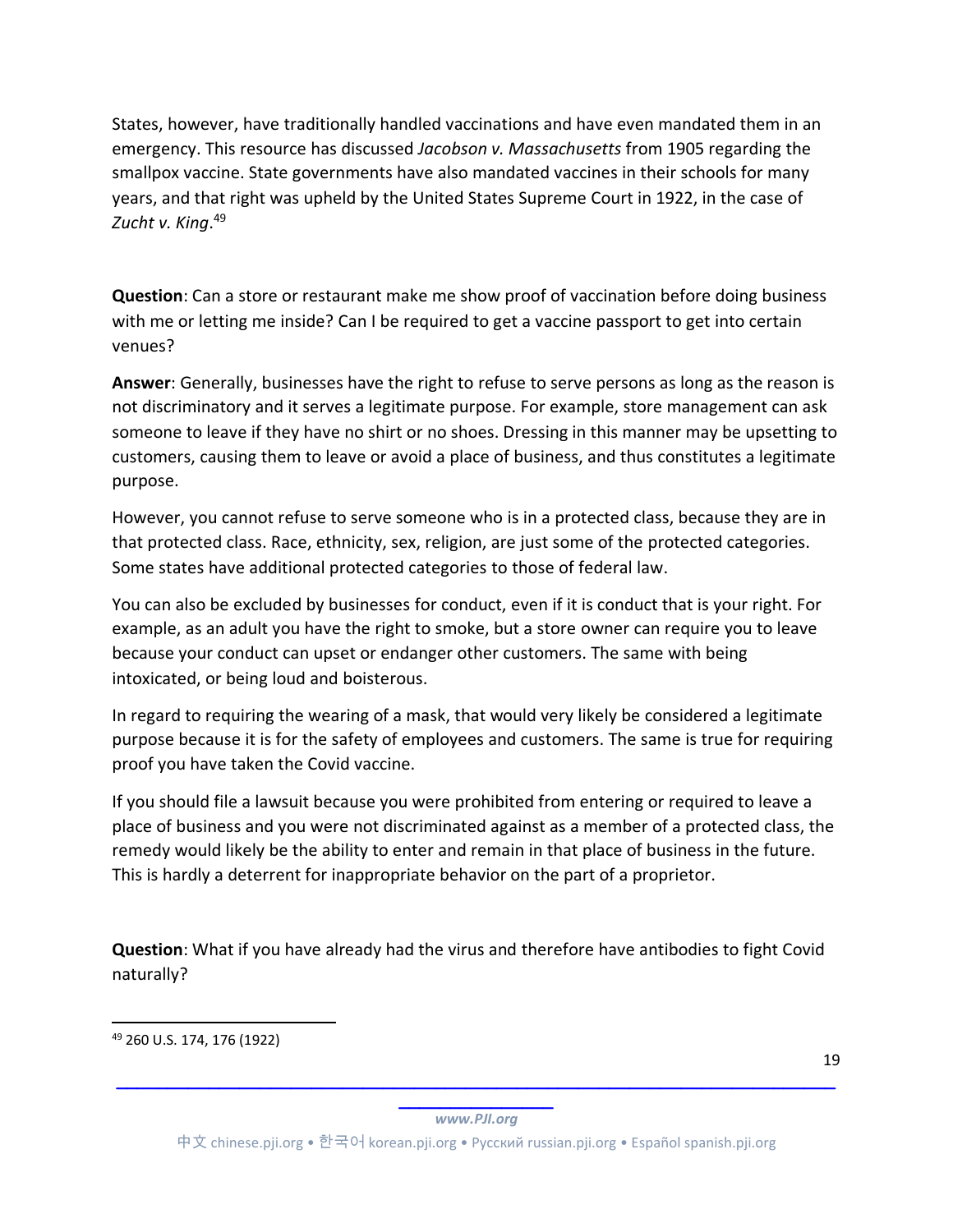States, however, have traditionally handled vaccinations and have even mandated them in an emergency. This resource has discussed *Jacobson v. Massachusetts* from 1905 regarding the smallpox vaccine. State governments have also mandated vaccines in their schools for many years, and that right was upheld by the United States Supreme Court in 1922, in the case of *Zucht v. King*.[49]

**Question**: Can a store or restaurant make me show proof of vaccination before doing business with me or letting me inside? Can I be required to get a vaccine passport to get into certain venues?

**Answer**: Generally, businesses have the right to refuse to serve persons as long as the reason is not discriminatory and it serves a legitimate purpose. For example, store management can ask someone to leave if they have no shirt or no shoes. Dressing in this manner may be upsetting to customers, causing them to leave or avoid a place of business, and thus constitutes a legitimate purpose.

However, you cannot refuse to serve someone who is in a protected class, because they are in that protected class. Race, ethnicity, sex, religion, are just some of the protected categories. Some states have additional protected categories to those of federal law.

You can also be excluded by businesses for conduct, even if it is conduct that is your right. For example, as an adult you have the right to smoke, but a store owner can require you to leave because your conduct can upset or endanger other customers. The same with being intoxicated, or being loud and boisterous.

In regard to requiring the wearing of a mask, that would very likely be considered a legitimate purpose because it is for the safety of employees and customers. The same is true for requiring proof you have taken the Covid vaccine.

If you should file a lawsuit because you were prohibited from entering or required to leave a place of business and you were not discriminated against as a member of a protected class, the remedy would likely be the ability to enter and remain in that place of business in the future. This is hardly a deterrent for inappropriate behavior on the part of a proprietor.

**Question**: What if you have already had the virus and therefore have antibodies to fight Covid naturally?

[49] 260 U.S. 174, 176 (1922)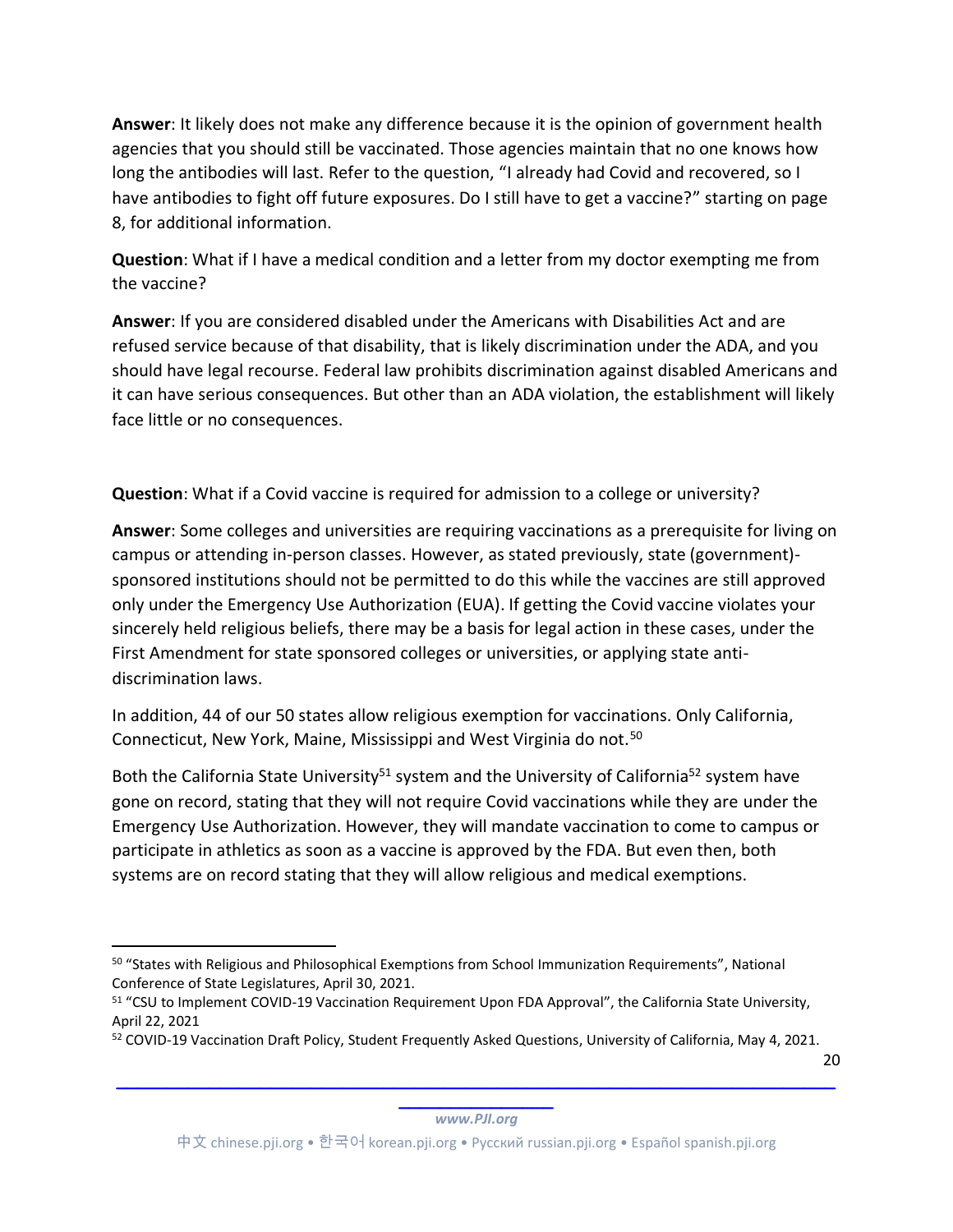**Answer**: It likely does not make any difference because it is the opinion of government health agencies that you should still be vaccinated. Those agencies maintain that no one knows how long the antibodies will last. Refer to the question, "I already had Covid and recovered, so I have antibodies to fight off future exposures. Do I still have to get a vaccine?" starting on page 8, for additional information.

**Question**: What if I have a medical condition and a letter from my doctor exempting me from the vaccine?

**Answer**: If you are considered disabled under the Americans with Disabilities Act and are refused service because of that disability, that is likely discrimination under the ADA, and you should have legal recourse. Federal law prohibits discrimination against disabled Americans and it can have serious consequences. But other than an ADA violation, the establishment will likely face little or no consequences.

**Question**: What if a Covid vaccine is required for admission to a college or university?

**Answer**: Some colleges and universities are requiring vaccinations as a prerequisite for living on campus or attending in-person classes. However, as stated previously, state (government)-sponsored institutions should not be permitted to do this while the vaccines are still approved only under the Emergency Use Authorization (EUA). If getting the Covid vaccine violates your sincerely held religious beliefs, there may be a basis for legal action in these cases, under the First Amendment for state sponsored colleges or universities, or applying state anti-discrimination laws.

In addition, 44 of our 50 states allow religious exemption for vaccinations. Only California, Connecticut, New York, Maine, Mississippi and West Virginia do not.[50]

Both the California State University[51] system and the University of California[52] system have gone on record, stating that they will not require Covid vaccinations while they are under the Emergency Use Authorization. However, they will mandate vaccination to come to campus or participate in athletics as soon as a vaccine is approved by the FDA. But even then, both systems are on record stating that they will allow religious and medical exemptions.

---

[50] "States with Religious and Philosophical Exemptions from School Immunization Requirements", National Conference of State Legislatures, April 30, 2021.

[51] "CSU to Implement COVID-19 Vaccination Requirement Upon FDA Approval", the California State University, April 22, 2021

[52] COVID-19 Vaccination Draft Policy, Student Frequently Asked Questions, University of California, May 4, 2021.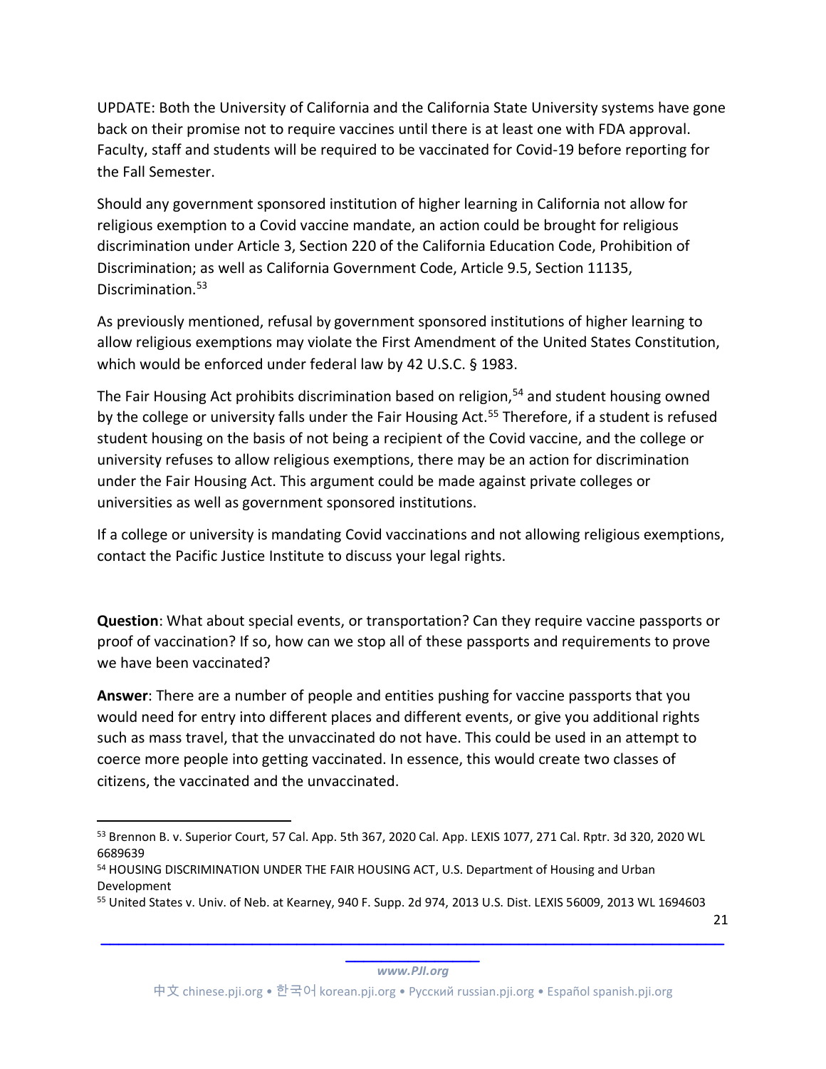UPDATE: Both the University of California and the California State University systems have gone back on their promise not to require vaccines until there is at least one with FDA approval. Faculty, staff and students will be required to be vaccinated for Covid-19 before reporting for the Fall Semester.

Should any government sponsored institution of higher learning in California not allow for religious exemption to a Covid vaccine mandate, an action could be brought for religious discrimination under Article 3, Section 220 of the California Education Code, Prohibition of Discrimination; as well as California Government Code, Article 9.5, Section 11135, Discrimination.[53]

As previously mentioned, refusal by government sponsored institutions of higher learning to allow religious exemptions may violate the First Amendment of the United States Constitution, which would be enforced under federal law by 42 U.S.C. § 1983.

The Fair Housing Act prohibits discrimination based on religion,[54] and student housing owned by the college or university falls under the Fair Housing Act.[55] Therefore, if a student is refused student housing on the basis of not being a recipient of the Covid vaccine, and the college or university refuses to allow religious exemptions, there may be an action for discrimination under the Fair Housing Act. This argument could be made against private colleges or universities as well as government sponsored institutions.

If a college or university is mandating Covid vaccinations and not allowing religious exemptions, contact the Pacific Justice Institute to discuss your legal rights.

**Question**: What about special events, or transportation? Can they require vaccine passports or proof of vaccination? If so, how can we stop all of these passports and requirements to prove we have been vaccinated?

**Answer**: There are a number of people and entities pushing for vaccine passports that you would need for entry into different places and different events, or give you additional rights such as mass travel, that the unvaccinated do not have. This could be used in an attempt to coerce more people into getting vaccinated. In essence, this would create two classes of citizens, the vaccinated and the unvaccinated.

---

[53] Brennon B. v. Superior Court, 57 Cal. App. 5th 367, 2020 Cal. App. LEXIS 1077, 271 Cal. Rptr. 3d 320, 2020 WL 6689639

[54] HOUSING DISCRIMINATION UNDER THE FAIR HOUSING ACT, U.S. Department of Housing and Urban Development

[55] United States v. Univ. of Neb. at Kearney, 940 F. Supp. 2d 974, 2013 U.S. Dist. LEXIS 56009, 2013 WL 1694603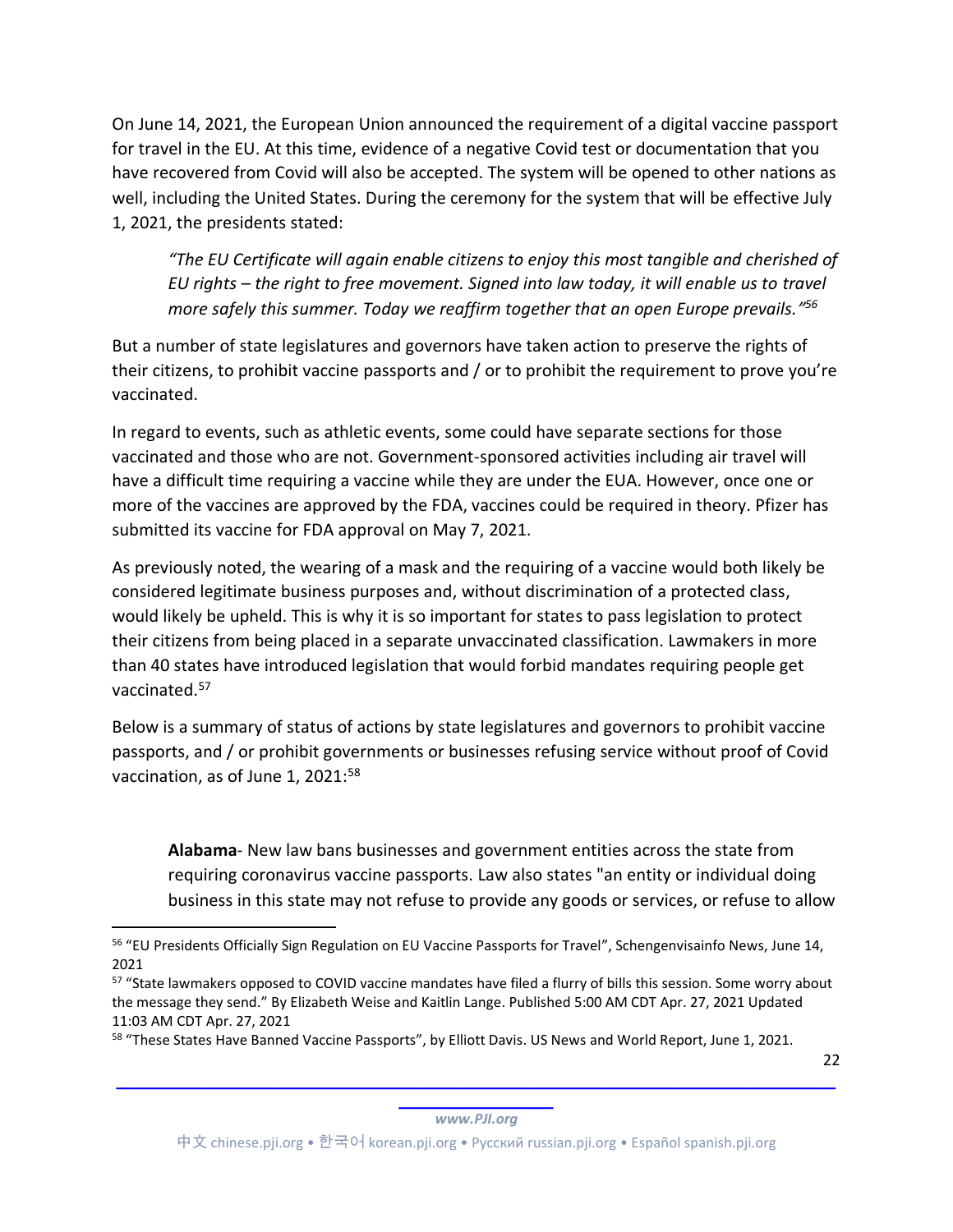On June 14, 2021, the European Union announced the requirement of a digital vaccine passport for travel in the EU. At this time, evidence of a negative Covid test or documentation that you have recovered from Covid will also be accepted. The system will be opened to other nations as well, including the United States. During the ceremony for the system that will be effective July 1, 2021, the presidents stated:

> *"The EU Certificate will again enable citizens to enjoy this most tangible and cherished of EU rights – the right to free movement. Signed into law today, it will enable us to travel more safely this summer. Today we reaffirm together that an open Europe prevails."*[56]

But a number of state legislatures and governors have taken action to preserve the rights of their citizens, to prohibit vaccine passports and / or to prohibit the requirement to prove you're vaccinated.

In regard to events, such as athletic events, some could have separate sections for those vaccinated and those who are not. Government-sponsored activities including air travel will have a difficult time requiring a vaccine while they are under the EUA. However, once one or more of the vaccines are approved by the FDA, vaccines could be required in theory. Pfizer has submitted its vaccine for FDA approval on May 7, 2021.

As previously noted, the wearing of a mask and the requiring of a vaccine would both likely be considered legitimate business purposes and, without discrimination of a protected class, would likely be upheld. This is why it is so important for states to pass legislation to protect their citizens from being placed in a separate unvaccinated classification. Lawmakers in more than 40 states have introduced legislation that would forbid mandates requiring people get vaccinated.[57]

Below is a summary of status of actions by state legislatures and governors to prohibit vaccine passports, and / or prohibit governments or businesses refusing service without proof of Covid vaccination, as of June 1, 2021:[58]

> **Alabama**- New law bans businesses and government entities across the state from requiring coronavirus vaccine passports. Law also states "an entity or individual doing business in this state may not refuse to provide any goods or services, or refuse to allow

---

[56] "EU Presidents Officially Sign Regulation on EU Vaccine Passports for Travel", Schengenvisainfo News, June 14, 2021

[57] "State lawmakers opposed to COVID vaccine mandates have filed a flurry of bills this session. Some worry about the message they send." By Elizabeth Weise and Kaitlin Lange. Published 5:00 AM CDT Apr. 27, 2021 Updated 11:03 AM CDT Apr. 27, 2021

[58] "These States Have Banned Vaccine Passports", by Elliott Davis. US News and World Report, June 1, 2021.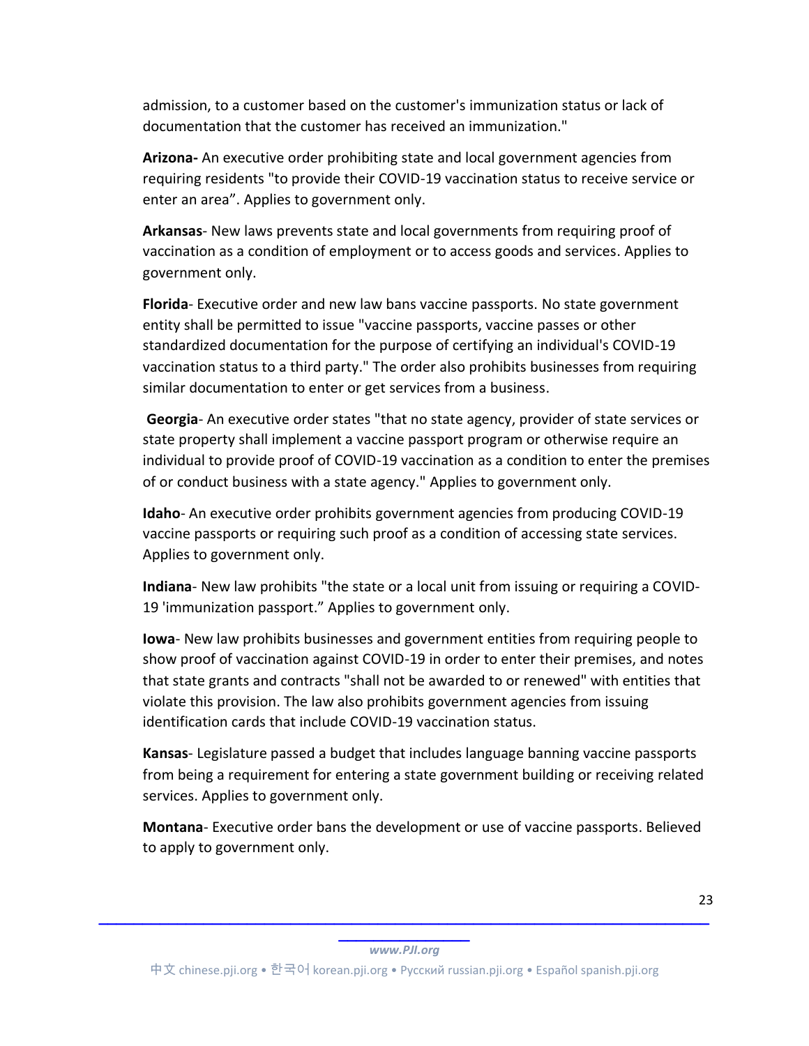admission, to a customer based on the customer's immunization status or lack of documentation that the customer has received an immunization."

**Arizona-** An executive order prohibiting state and local government agencies from requiring residents "to provide their COVID-19 vaccination status to receive service or enter an area". Applies to government only.

**Arkansas**- New laws prevents state and local governments from requiring proof of vaccination as a condition of employment or to access goods and services. Applies to government only.

**Florida**- Executive order and new law bans vaccine passports. No state government entity shall be permitted to issue "vaccine passports, vaccine passes or other standardized documentation for the purpose of certifying an individual's COVID-19 vaccination status to a third party." The order also prohibits businesses from requiring similar documentation to enter or get services from a business.

**Georgia**- An executive order states "that no state agency, provider of state services or state property shall implement a vaccine passport program or otherwise require an individual to provide proof of COVID-19 vaccination as a condition to enter the premises of or conduct business with a state agency." Applies to government only.

**Idaho**- An executive order prohibits government agencies from producing COVID-19 vaccine passports or requiring such proof as a condition of accessing state services. Applies to government only.

**Indiana**- New law prohibits "the state or a local unit from issuing or requiring a COVID-19 'immunization passport." Applies to government only.

**Iowa**- New law prohibits businesses and government entities from requiring people to show proof of vaccination against COVID-19 in order to enter their premises, and notes that state grants and contracts "shall not be awarded to or renewed" with entities that violate this provision. The law also prohibits government agencies from issuing identification cards that include COVID-19 vaccination status.

**Kansas**- Legislature passed a budget that includes language banning vaccine passports from being a requirement for entering a state government building or receiving related services. Applies to government only.

**Montana**- Executive order bans the development or use of vaccine passports. Believed to apply to government only.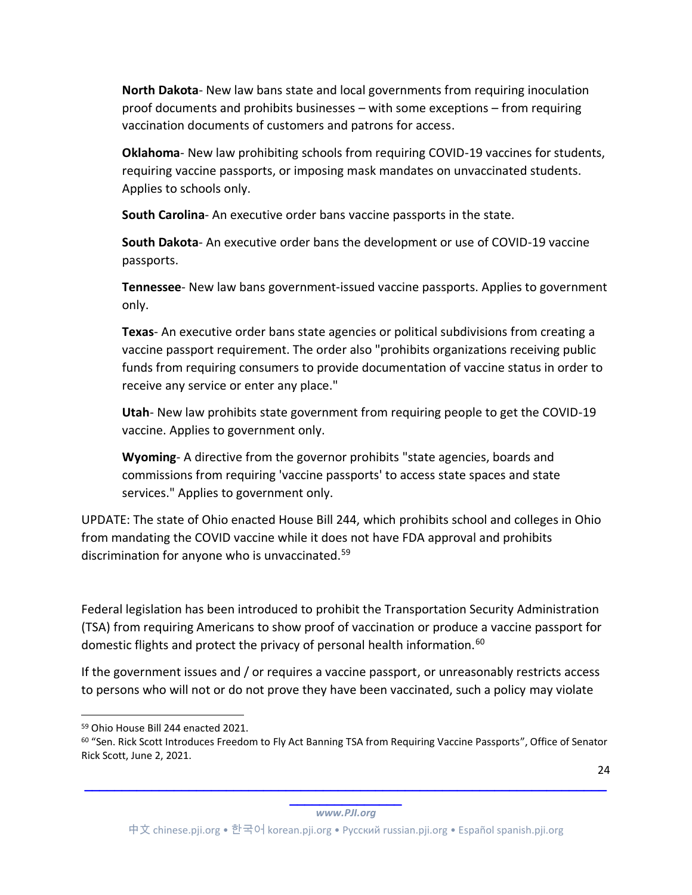**North Dakota**- New law bans state and local governments from requiring inoculation proof documents and prohibits businesses – with some exceptions – from requiring vaccination documents of customers and patrons for access.

**Oklahoma**- New law prohibiting schools from requiring COVID-19 vaccines for students, requiring vaccine passports, or imposing mask mandates on unvaccinated students. Applies to schools only.

**South Carolina**- An executive order bans vaccine passports in the state.

**South Dakota**- An executive order bans the development or use of COVID-19 vaccine passports.

**Tennessee**- New law bans government-issued vaccine passports. Applies to government only.

**Texas**- An executive order bans state agencies or political subdivisions from creating a vaccine passport requirement. The order also "prohibits organizations receiving public funds from requiring consumers to provide documentation of vaccine status in order to receive any service or enter any place."

**Utah**- New law prohibits state government from requiring people to get the COVID-19 vaccine. Applies to government only.

**Wyoming**- A directive from the governor prohibits "state agencies, boards and commissions from requiring 'vaccine passports' to access state spaces and state services." Applies to government only.

UPDATE: The state of Ohio enacted House Bill 244, which prohibits school and colleges in Ohio from mandating the COVID vaccine while it does not have FDA approval and prohibits discrimination for anyone who is unvaccinated.[59]

Federal legislation has been introduced to prohibit the Transportation Security Administration (TSA) from requiring Americans to show proof of vaccination or produce a vaccine passport for domestic flights and protect the privacy of personal health information.[60]

If the government issues and / or requires a vaccine passport, or unreasonably restricts access to persons who will not or do not prove they have been vaccinated, such a policy may violate

---

[59] Ohio House Bill 244 enacted 2021.

[60] "Sen. Rick Scott Introduces Freedom to Fly Act Banning TSA from Requiring Vaccine Passports", Office of Senator Rick Scott, June 2, 2021.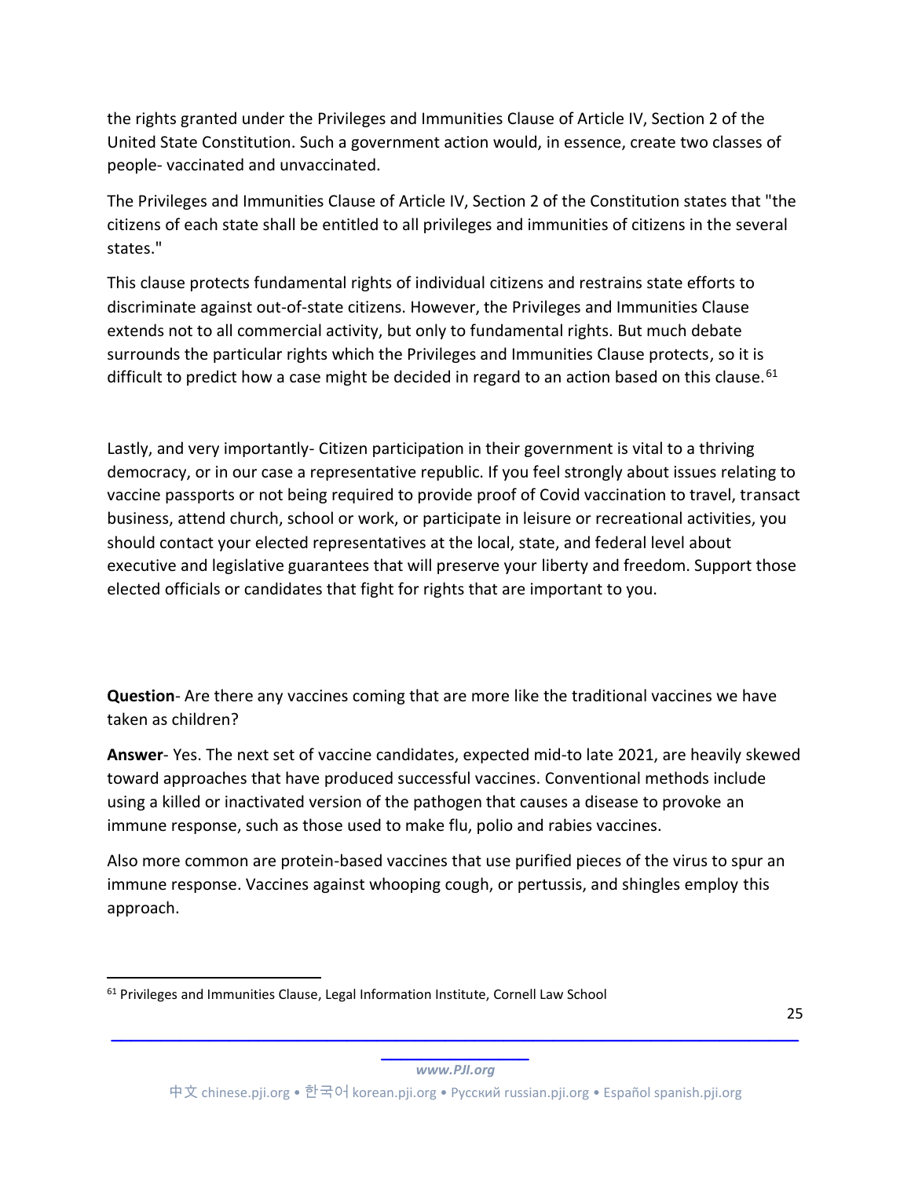the rights granted under the Privileges and Immunities Clause of Article IV, Section 2 of the United State Constitution. Such a government action would, in essence, create two classes of people- vaccinated and unvaccinated.

The Privileges and Immunities Clause of Article IV, Section 2 of the Constitution states that "the citizens of each state shall be entitled to all privileges and immunities of citizens in the several states."

This clause protects fundamental rights of individual citizens and restrains state efforts to discriminate against out-of-state citizens. However, the Privileges and Immunities Clause extends not to all commercial activity, but only to fundamental rights. But much debate surrounds the particular rights which the Privileges and Immunities Clause protects, so it is difficult to predict how a case might be decided in regard to an action based on this clause.[61]

Lastly, and very importantly- Citizen participation in their government is vital to a thriving democracy, or in our case a representative republic. If you feel strongly about issues relating to vaccine passports or not being required to provide proof of Covid vaccination to travel, transact business, attend church, school or work, or participate in leisure or recreational activities, you should contact your elected representatives at the local, state, and federal level about executive and legislative guarantees that will preserve your liberty and freedom. Support those elected officials or candidates that fight for rights that are important to you.

**Question**- Are there any vaccines coming that are more like the traditional vaccines we have taken as children?

**Answer**- Yes. The next set of vaccine candidates, expected mid-to late 2021, are heavily skewed toward approaches that have produced successful vaccines. Conventional methods include using a killed or inactivated version of the pathogen that causes a disease to provoke an immune response, such as those used to make flu, polio and rabies vaccines.

Also more common are protein-based vaccines that use purified pieces of the virus to spur an immune response. Vaccines against whooping cough, or pertussis, and shingles employ this approach.

[61] Privileges and Immunities Clause, Legal Information Institute, Cornell Law School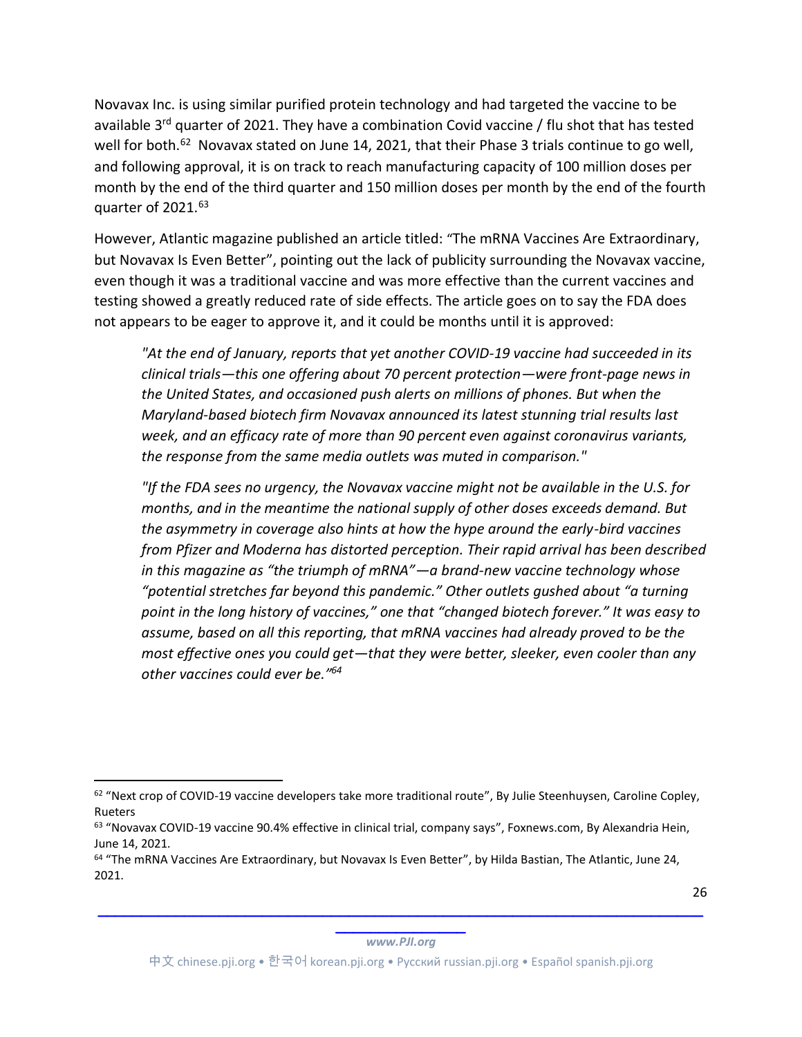Novavax Inc. is using similar purified protein technology and had targeted the vaccine to be available 3rd quarter of 2021. They have a combination Covid vaccine / flu shot that has tested well for both.[62] Novavax stated on June 14, 2021, that their Phase 3 trials continue to go well, and following approval, it is on track to reach manufacturing capacity of 100 million doses per month by the end of the third quarter and 150 million doses per month by the end of the fourth quarter of 2021.[63]

However, Atlantic magazine published an article titled: "The mRNA Vaccines Are Extraordinary, but Novavax Is Even Better", pointing out the lack of publicity surrounding the Novavax vaccine, even though it was a traditional vaccine and was more effective than the current vaccines and testing showed a greatly reduced rate of side effects. The article goes on to say the FDA does not appears to be eager to approve it, and it could be months until it is approved:

> *"At the end of January, reports that yet another COVID-19 vaccine had succeeded in its clinical trials—this one offering about 70 percent protection—were front-page news in the United States, and occasioned push alerts on millions of phones. But when the Maryland-based biotech firm Novavax announced its latest stunning trial results last week, and an efficacy rate of more than 90 percent even against coronavirus variants, the response from the same media outlets was muted in comparison."*
>
> *"If the FDA sees no urgency, the Novavax vaccine might not be available in the U.S. for months, and in the meantime the national supply of other doses exceeds demand. But the asymmetry in coverage also hints at how the hype around the early-bird vaccines from Pfizer and Moderna has distorted perception. Their rapid arrival has been described in this magazine as "the triumph of mRNA"—a brand-new vaccine technology whose "potential stretches far beyond this pandemic." Other outlets gushed about "a turning point in the long history of vaccines," one that "changed biotech forever." It was easy to assume, based on all this reporting, that mRNA vaccines had already proved to be the most effective ones you could get—that they were better, sleeker, even cooler than any other vaccines could ever be."*[64]

---

[62] "Next crop of COVID-19 vaccine developers take more traditional route", By Julie Steenhuysen, Caroline Copley, Rueters

[63] "Novavax COVID-19 vaccine 90.4% effective in clinical trial, company says", Foxnews.com, By Alexandria Hein, June 14, 2021.

[64] "The mRNA Vaccines Are Extraordinary, but Novavax Is Even Better", by Hilda Bastian, The Atlantic, June 24, 2021.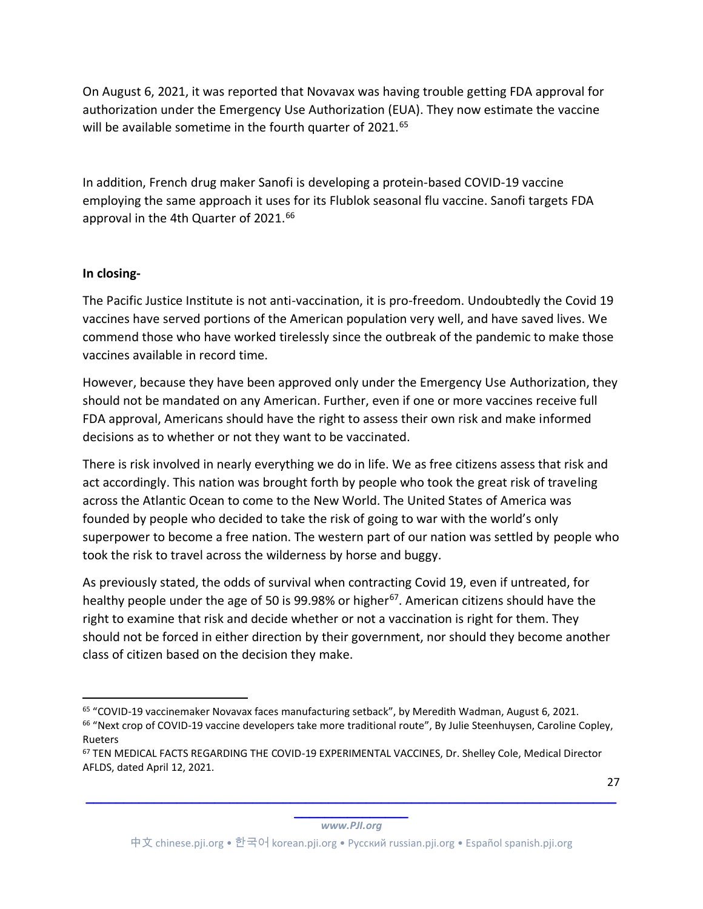On August 6, 2021, it was reported that Novavax was having trouble getting FDA approval for authorization under the Emergency Use Authorization (EUA). They now estimate the vaccine will be available sometime in the fourth quarter of 2021.[65]

In addition, French drug maker Sanofi is developing a protein-based COVID-19 vaccine employing the same approach it uses for its Flublok seasonal flu vaccine. Sanofi targets FDA approval in the 4th Quarter of 2021.[66]

**In closing-**

The Pacific Justice Institute is not anti-vaccination, it is pro-freedom. Undoubtedly the Covid 19 vaccines have served portions of the American population very well, and have saved lives. We commend those who have worked tirelessly since the outbreak of the pandemic to make those vaccines available in record time.

However, because they have been approved only under the Emergency Use Authorization, they should not be mandated on any American. Further, even if one or more vaccines receive full FDA approval, Americans should have the right to assess their own risk and make informed decisions as to whether or not they want to be vaccinated.

There is risk involved in nearly everything we do in life. We as free citizens assess that risk and act accordingly. This nation was brought forth by people who took the great risk of traveling across the Atlantic Ocean to come to the New World. The United States of America was founded by people who decided to take the risk of going to war with the world's only superpower to become a free nation. The western part of our nation was settled by people who took the risk to travel across the wilderness by horse and buggy.

As previously stated, the odds of survival when contracting Covid 19, even if untreated, for healthy people under the age of 50 is 99.98% or higher[67]. American citizens should have the right to examine that risk and decide whether or not a vaccination is right for them. They should not be forced in either direction by their government, nor should they become another class of citizen based on the decision they make.

---

[65] "COVID-19 vaccinemaker Novavax faces manufacturing setback", by Meredith Wadman, August 6, 2021.

[66] "Next crop of COVID-19 vaccine developers take more traditional route", By Julie Steenhuysen, Caroline Copley, Rueters

[67] TEN MEDICAL FACTS REGARDING THE COVID-19 EXPERIMENTAL VACCINES, Dr. Shelley Cole, Medical Director AFLDS, dated April 12, 2021.